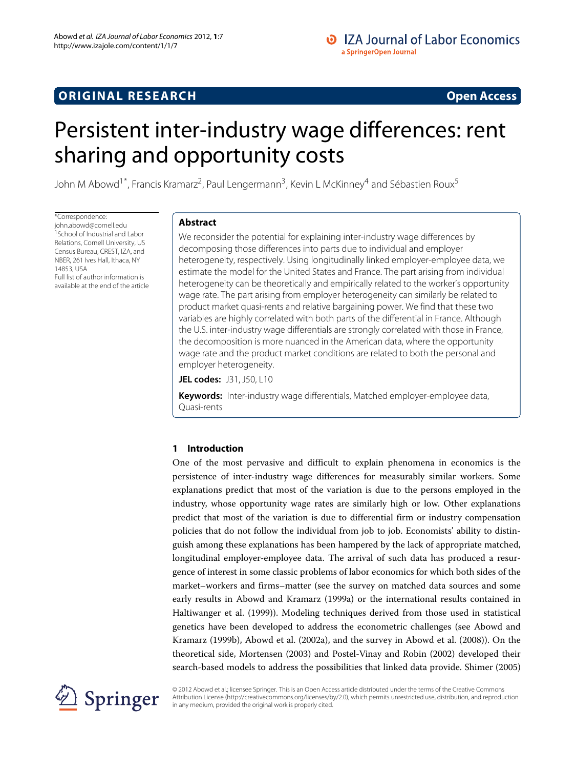ORIGINAL RESEARCH

Open Access

# Persistent inter-industry wage differences: rent sharing and opportunity costs

John M Abowd[1*], Francis Kramarz[2], Paul Lengermann[3], Kevin L McKinney[4] and Sébastien Roux[5]

*Correspondence: john.abowd@cornell.edu
[1]School of Industrial and Labor Relations, Cornell University, US Census Bureau, CREST, IZA, and NBER, 261 Ives Hall, Ithaca, NY 14853, USA
Full list of author information is available at the end of the article

## Abstract

We reconsider the potential for explaining inter-industry wage differences by decomposing those differences into parts due to individual and employer heterogeneity, respectively. Using longitudinally linked employer-employee data, we estimate the model for the United States and France. The part arising from individual heterogeneity can be theoretically and empirically related to the worker's opportunity wage rate. The part arising from employer heterogeneity can similarly be related to product market quasi-rents and relative bargaining power. We find that these two variables are highly correlated with both parts of the differential in France. Although the U.S. inter-industry wage differentials are strongly correlated with those in France, the decomposition is more nuanced in the American data, where the opportunity wage rate and the product market conditions are related to both the personal and employer heterogeneity.

**JEL codes:** J31, J50, L10

**Keywords:** Inter-industry wage differentials, Matched employer-employee data, Quasi-rents

## 1 Introduction

One of the most pervasive and difficult to explain phenomena in economics is the persistence of inter-industry wage differences for measurably similar workers. Some explanations predict that most of the variation is due to the persons employed in the industry, whose opportunity wage rates are similarly high or low. Other explanations predict that most of the variation is due to differential firm or industry compensation policies that do not follow the individual from job to job. Economists' ability to distinguish among these explanations has been hampered by the lack of appropriate matched, longitudinal employer-employee data. The arrival of such data has produced a resurgence of interest in some classic problems of labor economics for which both sides of the market–workers and firms–matter (see the survey on matched data sources and some early results in Abowd and Kramarz (1999a) or the international results contained in Haltiwanger et al. (1999)). Modeling techniques derived from those used in statistical genetics have been developed to address the econometric challenges (see Abowd and Kramarz (1999b), Abowd et al. (2002a), and the survey in Abowd et al. (2008)). On the theoretical side, Mortensen (2003) and Postel-Vinay and Robin (2002) developed their search-based models to address the possibilities that linked data provide. Shimer (2005)

© 2012 Abowd et al.; licensee Springer. This is an Open Access article distributed under the terms of the Creative Commons Attribution License (http://creativecommons.org/licenses/by/2.0), which permits unrestricted use, distribution, and reproduction in any medium, provided the original work is properly cited.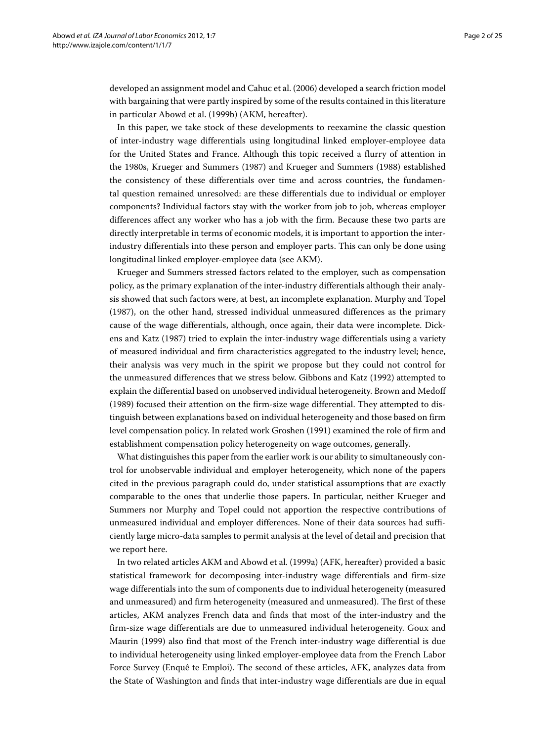developed an assignment model and Cahuc et al. (2006) developed a search friction model with bargaining that were partly inspired by some of the results contained in this literature in particular Abowd et al. (1999b) (AKM, hereafter).

In this paper, we take stock of these developments to reexamine the classic question of inter-industry wage differentials using longitudinal linked employer-employee data for the United States and France. Although this topic received a flurry of attention in the 1980s, Krueger and Summers (1987) and Krueger and Summers (1988) established the consistency of these differentials over time and across countries, the fundamental question remained unresolved: are these differentials due to individual or employer components? Individual factors stay with the worker from job to job, whereas employer differences affect any worker who has a job with the firm. Because these two parts are directly interpretable in terms of economic models, it is important to apportion the inter-industry differentials into these person and employer parts. This can only be done using longitudinal linked employer-employee data (see AKM).

Krueger and Summers stressed factors related to the employer, such as compensation policy, as the primary explanation of the inter-industry differentials although their analysis showed that such factors were, at best, an incomplete explanation. Murphy and Topel (1987), on the other hand, stressed individual unmeasured differences as the primary cause of the wage differentials, although, once again, their data were incomplete. Dickens and Katz (1987) tried to explain the inter-industry wage differentials using a variety of measured individual and firm characteristics aggregated to the industry level; hence, their analysis was very much in the spirit we propose but they could not control for the unmeasured differences that we stress below. Gibbons and Katz (1992) attempted to explain the differential based on unobserved individual heterogeneity. Brown and Medoff (1989) focused their attention on the firm-size wage differential. They attempted to distinguish between explanations based on individual heterogeneity and those based on firm level compensation policy. In related work Groshen (1991) examined the role of firm and establishment compensation policy heterogeneity on wage outcomes, generally.

What distinguishes this paper from the earlier work is our ability to simultaneously control for unobservable individual and employer heterogeneity, which none of the papers cited in the previous paragraph could do, under statistical assumptions that are exactly comparable to the ones that underlie those papers. In particular, neither Krueger and Summers nor Murphy and Topel could not apportion the respective contributions of unmeasured individual and employer differences. None of their data sources had sufficiently large micro-data samples to permit analysis at the level of detail and precision that we report here.

In two related articles AKM and Abowd et al. (1999a) (AFK, hereafter) provided a basic statistical framework for decomposing inter-industry wage differentials and firm-size wage differentials into the sum of components due to individual heterogeneity (measured and unmeasured) and firm heterogeneity (measured and unmeasured). The first of these articles, AKM analyzes French data and finds that most of the inter-industry and the firm-size wage differentials are due to unmeasured individual heterogeneity. Goux and Maurin (1999) also find that most of the French inter-industry wage differential is due to individual heterogeneity using linked employer-employee data from the French Labor Force Survey (Enquê te Emploi). The second of these articles, AFK, analyzes data from the State of Washington and finds that inter-industry wage differentials are due in equal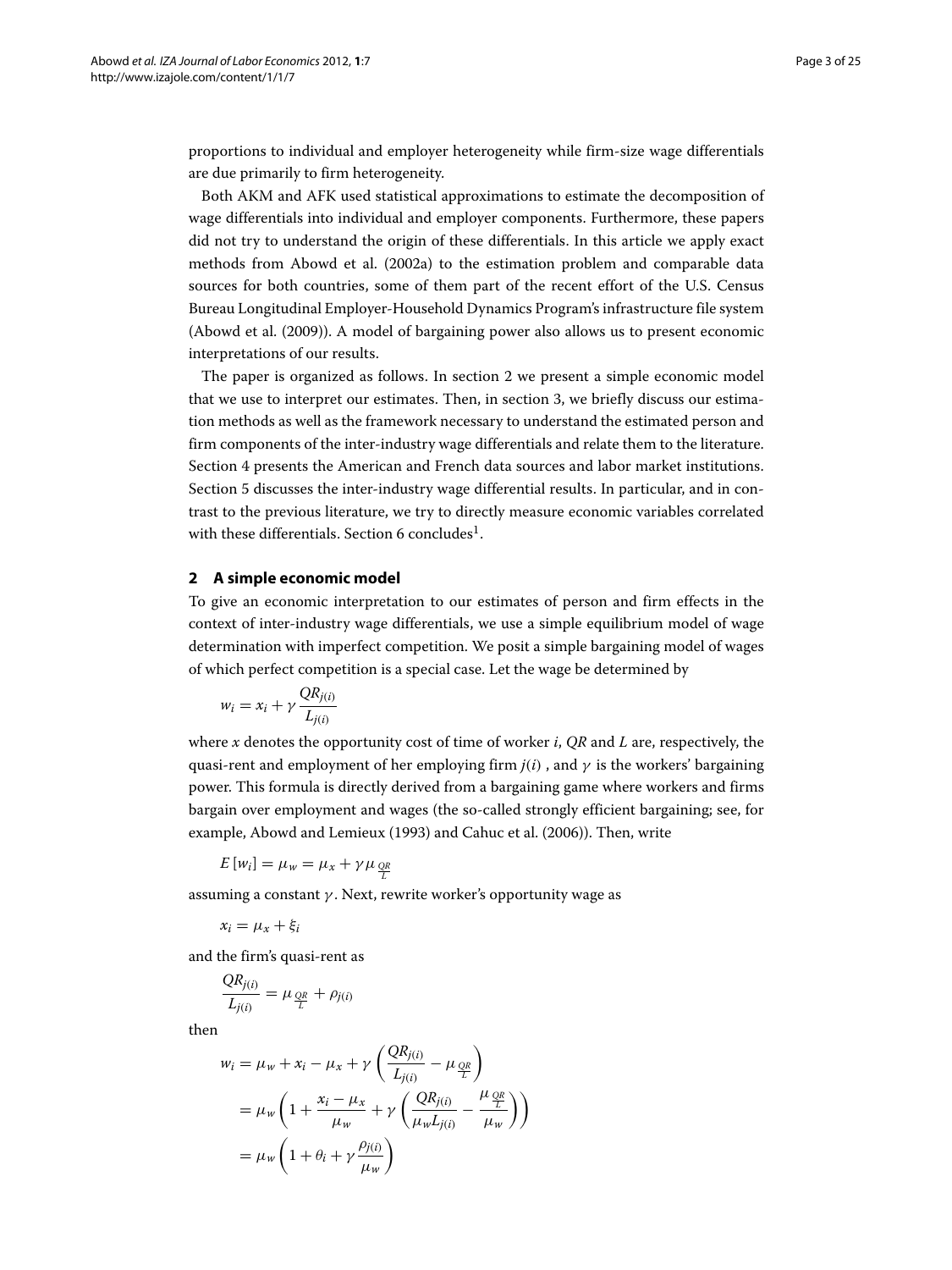proportions to individual and employer heterogeneity while firm-size wage differentials are due primarily to firm heterogeneity.

Both AKM and AFK used statistical approximations to estimate the decomposition of wage differentials into individual and employer components. Furthermore, these papers did not try to understand the origin of these differentials. In this article we apply exact methods from Abowd et al. (2002a) to the estimation problem and comparable data sources for both countries, some of them part of the recent effort of the U.S. Census Bureau Longitudinal Employer-Household Dynamics Program's infrastructure file system (Abowd et al. (2009)). A model of bargaining power also allows us to present economic interpretations of our results.

The paper is organized as follows. In section 2 we present a simple economic model that we use to interpret our estimates. Then, in section 3, we briefly discuss our estimation methods as well as the framework necessary to understand the estimated person and firm components of the inter-industry wage differentials and relate them to the literature. Section 4 presents the American and French data sources and labor market institutions. Section 5 discusses the inter-industry wage differential results. In particular, and in contrast to the previous literature, we try to directly measure economic variables correlated with these differentials. Section 6 concludes[1].

## 2 A simple economic model

To give an economic interpretation to our estimates of person and firm effects in the context of inter-industry wage differentials, we use a simple equilibrium model of wage determination with imperfect competition. We posit a simple bargaining model of wages of which perfect competition is a special case. Let the wage be determined by

$$w_i = x_i + \gamma \frac{QR_{j(i)}}{L_{j(i)}}$$

where $x$ denotes the opportunity cost of time of worker $i$, $QR$ and $L$ are, respectively, the quasi-rent and employment of her employing firm $j(i)$ , and $\gamma$ is the workers' bargaining power. This formula is directly derived from a bargaining game where workers and firms bargain over employment and wages (the so-called strongly efficient bargaining; see, for example, Abowd and Lemieux (1993) and Cahuc et al. (2006)). Then, write

$$E[w_i] = \mu_w = \mu_x + \gamma \mu_{\frac{QR}{L}}$$

assuming a constant $\gamma$. Next, rewrite worker's opportunity wage as

$$x_i = \mu_x + \xi_i$$

and the firm's quasi-rent as

$$\frac{QR_{j(i)}}{L_{j(i)}} = \mu_{\frac{QR}{L}} + \rho_{j(i)}$$

then

$$\begin{aligned}
w_i &= \mu_w + x_i - \mu_x + \gamma \left( \frac{QR_{j(i)}}{L_{j(i)}} - \mu_{\frac{QR}{L}} \right) \\
&= \mu_w \left( 1 + \frac{x_i - \mu_x}{\mu_w} + \gamma \left( \frac{QR_{j(i)}}{\mu_w L_{j(i)}} - \frac{\mu_{\frac{QR}{L}}}{\mu_w} \right) \right) \\
&= \mu_w \left( 1 + \theta_i + \gamma \frac{\rho_{j(i)}}{\mu_w} \right)
\end{aligned}$$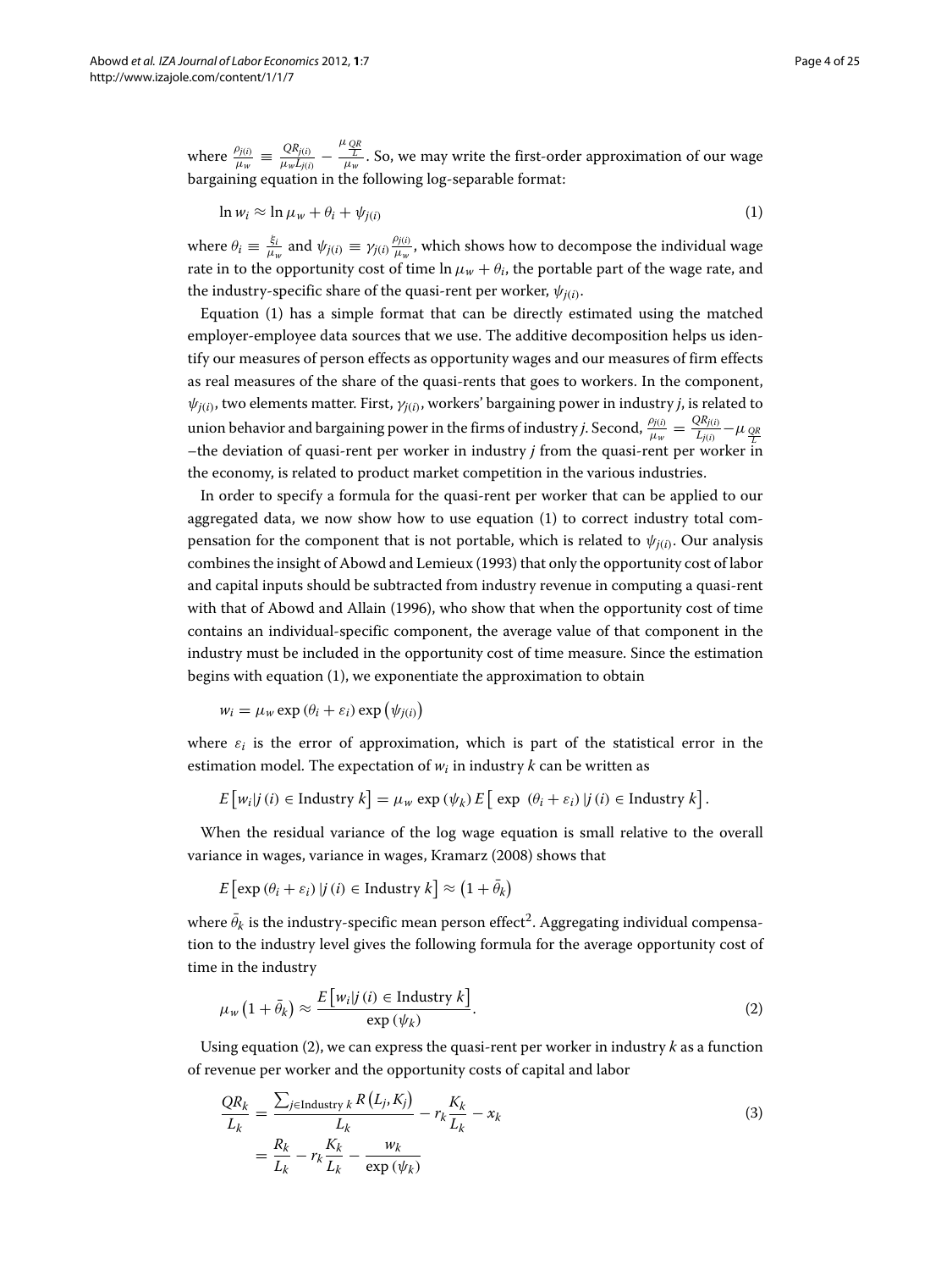where $\frac{\rho_{j(i)}}{\mu_w} \equiv \frac{QR_{j(i)}}{\mu_w L_{j(i)}} - \frac{\mu_{\frac{QR}{L}}}{\mu_w}$. So, we may write the first-order approximation of our wage bargaining equation in the following log-separable format:

$$\ln w_i \approx \ln \mu_w + \theta_i + \psi_{j(i)} \tag{1}$$

where $\theta_i \equiv \frac{\xi_i}{\mu_w}$ and $\psi_{j(i)} \equiv \gamma_{j(i)} \frac{\rho_{j(i)}}{\mu_w}$, which shows how to decompose the individual wage rate in to the opportunity cost of time $\ln \mu_w + \theta_i$, the portable part of the wage rate, and the industry-specific share of the quasi-rent per worker, $\psi_{j(i)}$.

Equation (1) has a simple format that can be directly estimated using the matched employer-employee data sources that we use. The additive decomposition helps us identify our measures of person effects as opportunity wages and our measures of firm effects as real measures of the share of the quasi-rents that goes to workers. In the component, $\psi_{j(i)}$, two elements matter. First, $\gamma_{j(i)}$, workers' bargaining power in industry $j$, is related to union behavior and bargaining power in the firms of industry $j$. Second, $\frac{\rho_{j(i)}}{\mu_w} = \frac{QR_{j(i)}}{L_{j(i)}} - \mu_{\frac{QR}{L}}$ –the deviation of quasi-rent per worker in industry $j$ from the quasi-rent per worker in the economy, is related to product market competition in the various industries.

In order to specify a formula for the quasi-rent per worker that can be applied to our aggregated data, we now show how to use equation (1) to correct industry total compensation for the component that is not portable, which is related to $\psi_{j(i)}$. Our analysis combines the insight of Abowd and Lemieux (1993) that only the opportunity cost of labor and capital inputs should be subtracted from industry revenue in computing a quasi-rent with that of Abowd and Allain (1996), who show that when the opportunity cost of time contains an individual-specific component, the average value of that component in the industry must be included in the opportunity cost of time measure. Since the estimation begins with equation (1), we exponentiate the approximation to obtain

$$w_i = \mu_w \exp\left(\theta_i + \varepsilon_i\right) \exp\left(\psi_{j(i)}\right)$$

where $\varepsilon_i$ is the error of approximation, which is part of the statistical error in the estimation model. The expectation of $w_i$ in industry $k$ can be written as

$$E\left[w_i | j(i) \in \text{Industry } k\right] = \mu_w \exp\left(\psi_k\right) E\left[\exp\ \left(\theta_i + \varepsilon_i\right) | j(i) \in \text{Industry } k\right].$$

When the residual variance of the log wage equation is small relative to the overall variance in wages, variance in wages, Kramarz (2008) shows that

$$E\left[\exp\left(\theta_i + \varepsilon_i\right) | j(i) \in \text{Industry } k\right] \approx \left(1 + \bar{\theta}_k\right)$$

where $\bar{\theta}_k$ is the industry-specific mean person effect[2]. Aggregating individual compensation to the industry level gives the following formula for the average opportunity cost of time in the industry

$$\mu_w\left(1 + \bar{\theta}_k\right) \approx \frac{E\left[w_i | j(i) \in \text{Industry } k\right]}{\exp\left(\psi_k\right)}. \tag{2}$$

Using equation (2), we can express the quasi-rent per worker in industry $k$ as a function of revenue per worker and the opportunity costs of capital and labor

$$\begin{aligned} \frac{QR_k}{L_k} &= \frac{\sum_{j \in \text{Industry } k} R\left(L_j, K_j\right)}{L_k} - r_k \frac{K_k}{L_k} - x_k \\ &= \frac{R_k}{L_k} - r_k \frac{K_k}{L_k} - \frac{w_k}{\exp\left(\psi_k\right)} \end{aligned} \tag{3}$$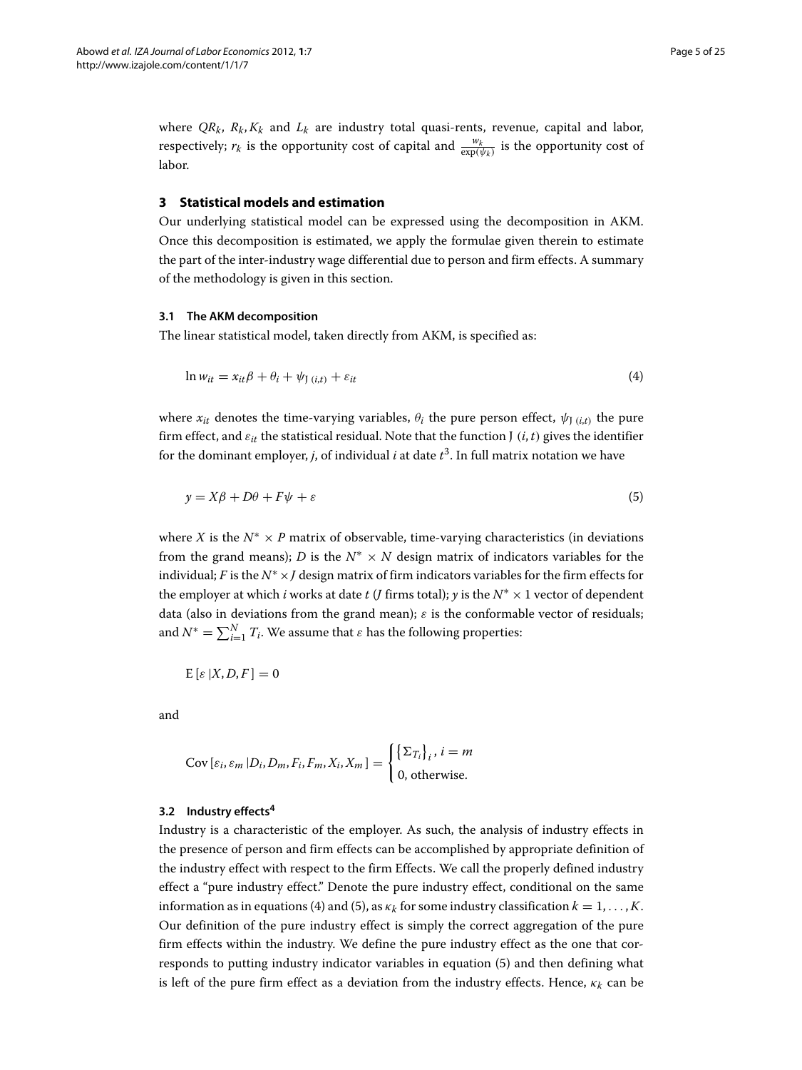where $QR_k$, $R_k$, $K_k$ and $L_k$ are industry total quasi-rents, revenue, capital and labor, respectively; $r_k$ is the opportunity cost of capital and $\frac{w_k}{\exp(\psi_k)}$ is the opportunity cost of labor.

## 3 Statistical models and estimation

Our underlying statistical model can be expressed using the decomposition in AKM. Once this decomposition is estimated, we apply the formulae given therein to estimate the part of the inter-industry wage differential due to person and firm effects. A summary of the methodology is given in this section.

### 3.1 The AKM decomposition

The linear statistical model, taken directly from AKM, is specified as:

$$\ln w_{it} = x_{it}\beta + \theta_i + \psi_{\mathrm{J}\,(i,t)} + \varepsilon_{it} \tag{4}$$

where $x_{it}$ denotes the time-varying variables, $\theta_i$ the pure person effect, $\psi_{\mathrm{J}\,(i,t)}$ the pure firm effect, and $\varepsilon_{it}$ the statistical residual. Note that the function J $(i, t)$ gives the identifier for the dominant employer, $j$, of individual $i$ at date $t$[3]. In full matrix notation we have

$$y = X\beta + D\theta + F\psi + \varepsilon \tag{5}$$

where $X$ is the $N^* \times P$ matrix of observable, time-varying characteristics (in deviations from the grand means); $D$ is the $N^* \times N$ design matrix of indicators variables for the individual; $F$ is the $N^* \times J$ design matrix of firm indicators variables for the firm effects for the employer at which $i$ works at date $t$ ($J$ firms total); $y$ is the $N^* \times 1$ vector of dependent data (also in deviations from the grand mean); $\varepsilon$ is the conformable vector of residuals; and $N^* = \sum_{i=1}^{N} T_i$. We assume that $\varepsilon$ has the following properties:

$$\mathrm{E}\left[\varepsilon \,|X, D, F\right] = 0$$

and

$$\mathrm{Cov}\left[\varepsilon_i, \varepsilon_m \,|D_i, D_m, F_i, F_m, X_i, X_m\right] = \begin{cases} \left\{\Sigma_{T_i}\right\}_i, \, i = m \\ 0, \text{otherwise.} \end{cases}$$

### 3.2 Industry effects[4]

Industry is a characteristic of the employer. As such, the analysis of industry effects in the presence of person and firm effects can be accomplished by appropriate definition of the industry effect with respect to the firm Effects. We call the properly defined industry effect a "pure industry effect." Denote the pure industry effect, conditional on the same information as in equations (4) and (5), as $\kappa_k$ for some industry classification $k = 1, \ldots, K$. Our definition of the pure industry effect is simply the correct aggregation of the pure firm effects within the industry. We define the pure industry effect as the one that corresponds to putting industry indicator variables in equation (5) and then defining what is left of the pure firm effect as a deviation from the industry effects. Hence, $\kappa_k$ can be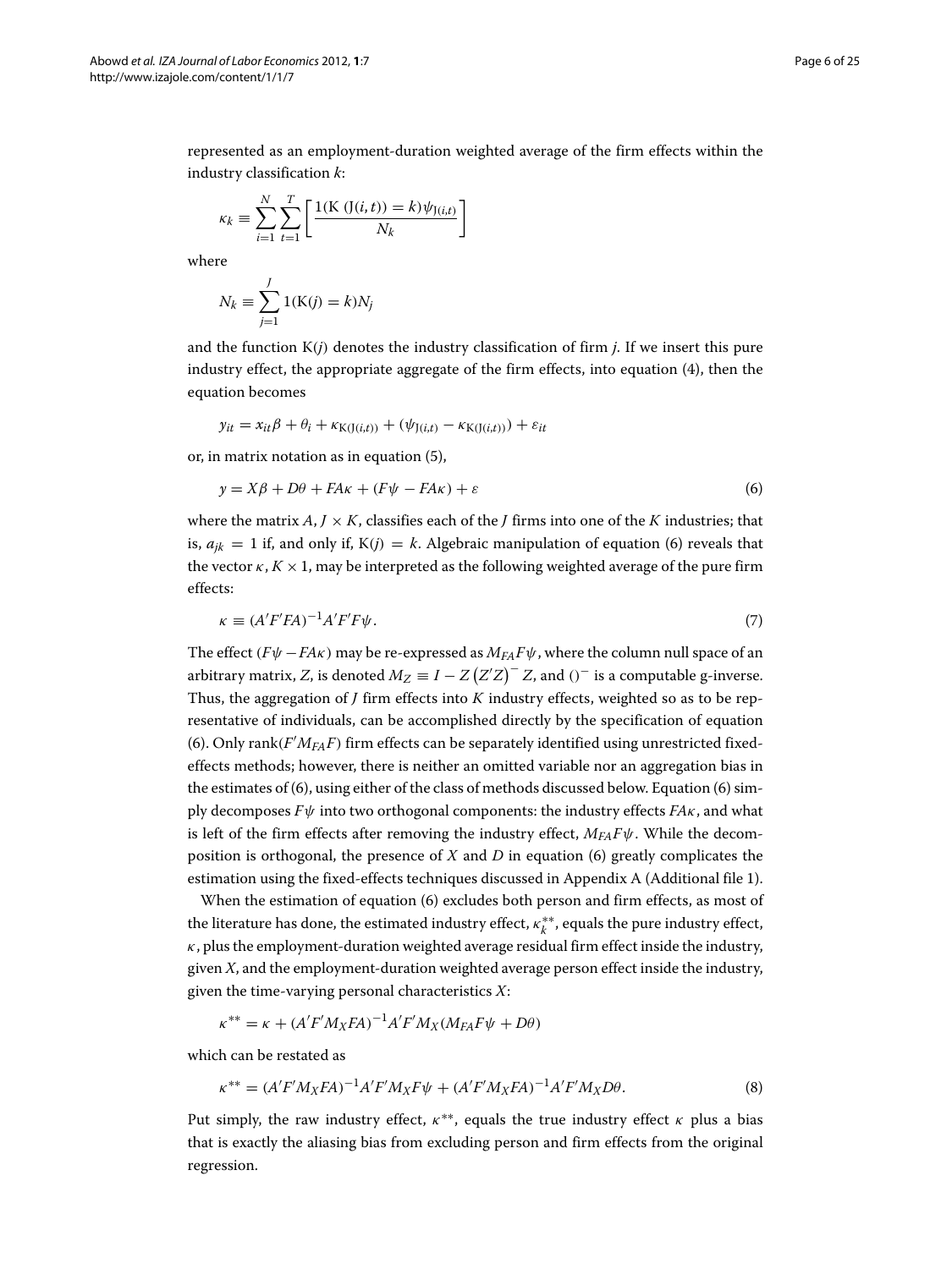represented as an employment-duration weighted average of the firm effects within the industry classification $k$:

$$\kappa_k \equiv \sum_{i=1}^{N} \sum_{t=1}^{T} \left[ \frac{1(\mathrm{K}\left(\mathrm{J}(i,t)\right) = k)\psi_{\mathrm{J}(i,t)}}{N_k} \right]$$

where

$$N_k \equiv \sum_{j=1}^{J} 1(\mathrm{K}(j) = k) N_j$$

and the function $\mathrm{K}(j)$ denotes the industry classification of firm $j$. If we insert this pure industry effect, the appropriate aggregate of the firm effects, into equation (4), then the equation becomes

$$y_{it} = x_{it}\beta + \theta_i + \kappa_{\mathrm{K}(\mathrm{J}(i,t))} + (\psi_{\mathrm{J}(i,t)} - \kappa_{\mathrm{K}(\mathrm{J}(i,t))}) + \varepsilon_{it}$$

or, in matrix notation as in equation (5),

$$y = X\beta + D\theta + FA\kappa + (F\psi - FA\kappa) + \varepsilon \tag{6}$$

where the matrix $A$, $J \times K$, classifies each of the $J$ firms into one of the $K$ industries; that is, $a_{jk} = 1$ if, and only if, $\mathrm{K}(j) = k$. Algebraic manipulation of equation (6) reveals that the vector $\kappa$, $K \times 1$, may be interpreted as the following weighted average of the pure firm effects:

$$\kappa \equiv (A'F'FA)^{-1}A'F'F\psi. \tag{7}$$

The effect $(F\psi - FA\kappa)$ may be re-expressed as $M_{FA}F\psi$, where the column null space of an arbitrary matrix, $Z$, is denoted $M_Z \equiv I - Z\left(Z'Z\right)^{-} Z$, and $()^{-}$ is a computable g-inverse. Thus, the aggregation of $J$ firm effects into $K$ industry effects, weighted so as to be representative of individuals, can be accomplished directly by the specification of equation (6). Only $\mathrm{rank}(F'M_{FA}F)$ firm effects can be separately identified using unrestricted fixed-effects methods; however, there is neither an omitted variable nor an aggregation bias in the estimates of (6), using either of the class of methods discussed below. Equation (6) simply decomposes $F\psi$ into two orthogonal components: the industry effects $FA\kappa$, and what is left of the firm effects after removing the industry effect, $M_{FA}F\psi$. While the decomposition is orthogonal, the presence of $X$ and $D$ in equation (6) greatly complicates the estimation using the fixed-effects techniques discussed in Appendix A (Additional file 1).

When the estimation of equation (6) excludes both person and firm effects, as most of the literature has done, the estimated industry effect, $\kappa_k^{**}$, equals the pure industry effect, $\kappa$, plus the employment-duration weighted average residual firm effect inside the industry, given $X$, and the employment-duration weighted average person effect inside the industry, given the time-varying personal characteristics $X$:

$$\kappa^{**} = \kappa + (A'F'M_XFA)^{-1}A'F'M_X(M_{FA}F\psi + D\theta)$$

which can be restated as

$$\kappa^{**} = (A'F'M_XFA)^{-1}A'F'M_XF\psi + (A'F'M_XFA)^{-1}A'F'M_XD\theta. \tag{8}$$

Put simply, the raw industry effect, $\kappa^{**}$, equals the true industry effect $\kappa$ plus a bias that is exactly the aliasing bias from excluding person and firm effects from the original regression.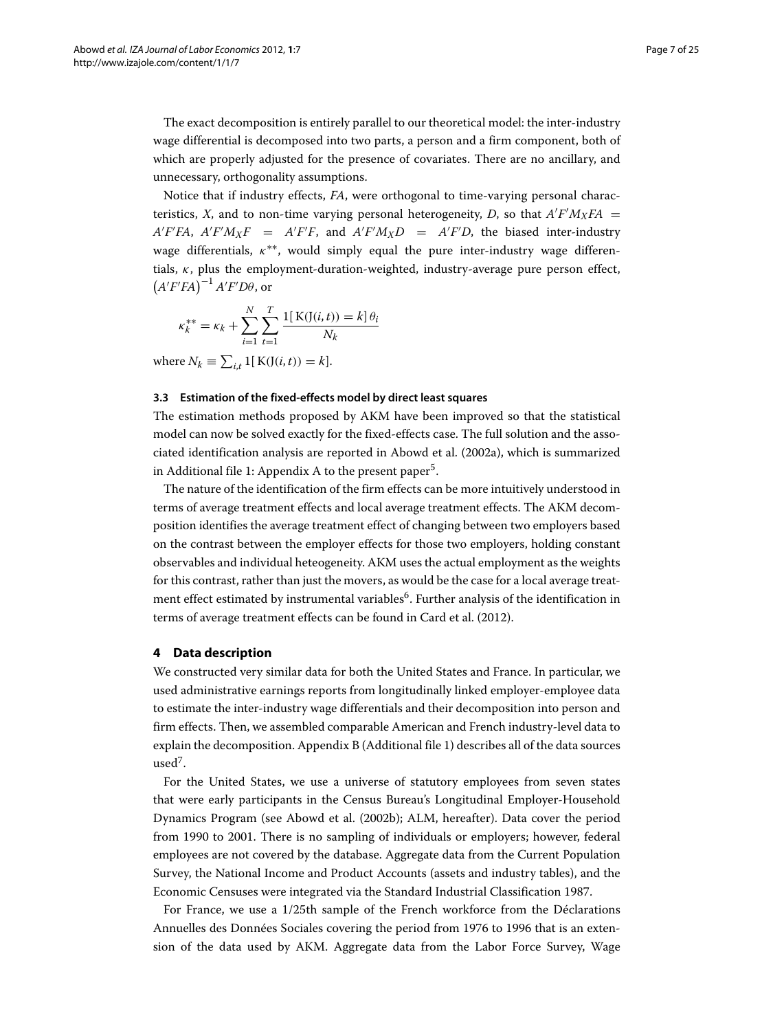The exact decomposition is entirely parallel to our theoretical model: the inter-industry wage differential is decomposed into two parts, a person and a firm component, both of which are properly adjusted for the presence of covariates. There are no ancillary, and unnecessary, orthogonality assumptions.

Notice that if industry effects, $FA$, were orthogonal to time-varying personal characteristics, $X$, and to non-time varying personal heterogeneity, $D$, so that $A'F'M_X FA = A'F'FA$, $A'F'M_X F = A'F'F$, and $A'F'M_X D = A'F'D$, the biased inter-industry wage differentials, $\kappa^{**}$, would simply equal the pure inter-industry wage differentials, $\kappa$, plus the employment-duration-weighted, industry-average pure person effect, $\left(A'F'FA\right)^{-1} A'F'D\theta$, or

$$\kappa_k^{**} = \kappa_k + \sum_{i=1}^{N} \sum_{t=1}^{T} \frac{1[\,\mathrm{K}(\mathrm{J}(i,t)) = k]\,\theta_i}{N_k}$$

where $N_k \equiv \sum_{i,t} 1[\,\mathrm{K}(\mathrm{J}(i,t)) = k]$.

### 3.3 Estimation of the fixed-effects model by direct least squares

The estimation methods proposed by AKM have been improved so that the statistical model can now be solved exactly for the fixed-effects case. The full solution and the associated identification analysis are reported in Abowd et al. (2002a), which is summarized in Additional file 1: Appendix A to the present paper[5].

The nature of the identification of the firm effects can be more intuitively understood in terms of average treatment effects and local average treatment effects. The AKM decomposition identifies the average treatment effect of changing between two employers based on the contrast between the employer effects for those two employers, holding constant observables and individual heteogeneity. AKM uses the actual employment as the weights for this contrast, rather than just the movers, as would be the case for a local average treatment effect estimated by instrumental variables[6]. Further analysis of the identification in terms of average treatment effects can be found in Card et al. (2012).

## 4 Data description

We constructed very similar data for both the United States and France. In particular, we used administrative earnings reports from longitudinally linked employer-employee data to estimate the inter-industry wage differentials and their decomposition into person and firm effects. Then, we assembled comparable American and French industry-level data to explain the decomposition. Appendix B (Additional file 1) describes all of the data sources used[7].

For the United States, we use a universe of statutory employees from seven states that were early participants in the Census Bureau's Longitudinal Employer-Household Dynamics Program (see Abowd et al. (2002b); ALM, hereafter). Data cover the period from 1990 to 2001. There is no sampling of individuals or employers; however, federal employees are not covered by the database. Aggregate data from the Current Population Survey, the National Income and Product Accounts (assets and industry tables), and the Economic Censuses were integrated via the Standard Industrial Classification 1987.

For France, we use a 1/25th sample of the French workforce from the Déclarations Annuelles des Données Sociales covering the period from 1976 to 1996 that is an extension of the data used by AKM. Aggregate data from the Labor Force Survey, Wage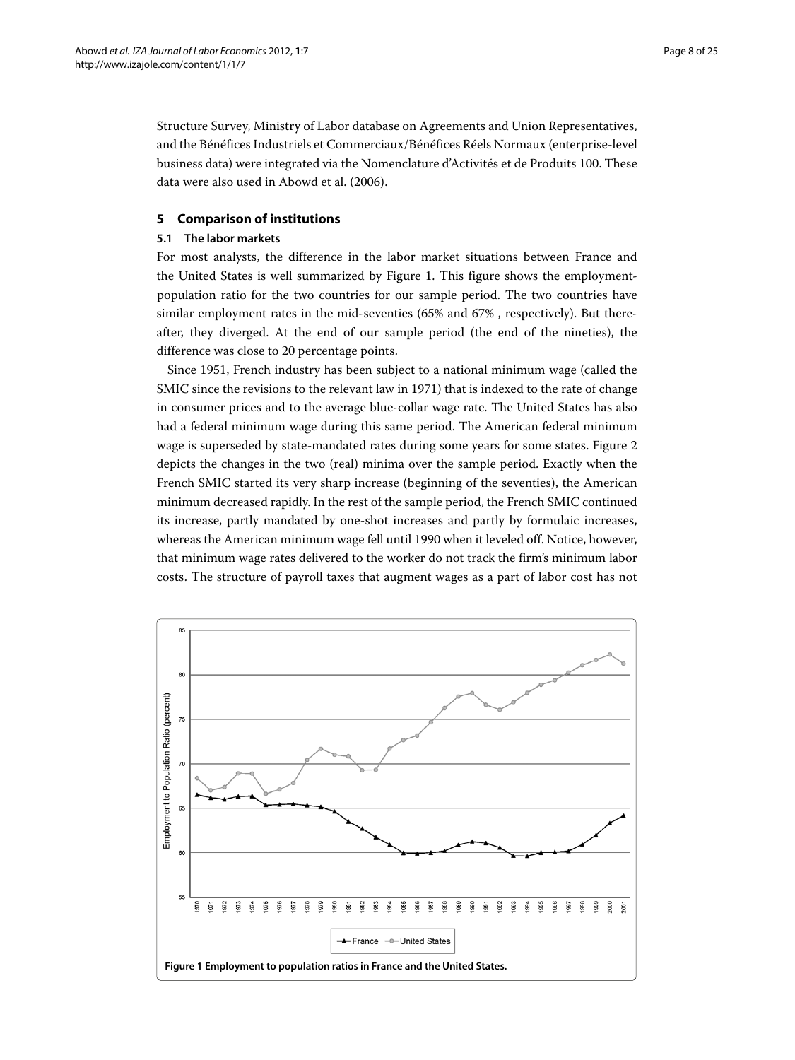Structure Survey, Ministry of Labor database on Agreements and Union Representatives, and the Bénéfices Industriels et Commerciaux/Bénéfices Réels Normaux (enterprise-level business data) were integrated via the Nomenclature d'Activités et de Produits 100. These data were also used in Abowd et al. (2006).

## 5 Comparison of institutions

### 5.1 The labor markets

For most analysts, the difference in the labor market situations between France and the United States is well summarized by Figure 1. This figure shows the employment-population ratio for the two countries for our sample period. The two countries have similar employment rates in the mid-seventies (65% and 67% , respectively). But thereafter, they diverged. At the end of our sample period (the end of the nineties), the difference was close to 20 percentage points.

Since 1951, French industry has been subject to a national minimum wage (called the SMIC since the revisions to the relevant law in 1971) that is indexed to the rate of change in consumer prices and to the average blue-collar wage rate. The United States has also had a federal minimum wage during this same period. The American federal minimum wage is superseded by state-mandated rates during some years for some states. Figure 2 depicts the changes in the two (real) minima over the sample period. Exactly when the French SMIC started its very sharp increase (beginning of the seventies), the American minimum decreased rapidly. In the rest of the sample period, the French SMIC continued its increase, partly mandated by one-shot increases and partly by formulaic increases, whereas the American minimum wage fell until 1990 when it leveled off. Notice, however, that minimum wage rates delivered to the worker do not track the firm's minimum labor costs. The structure of payroll taxes that augment wages as a part of labor cost has not

**Figure 1 Employment to population ratios in France and the United States.**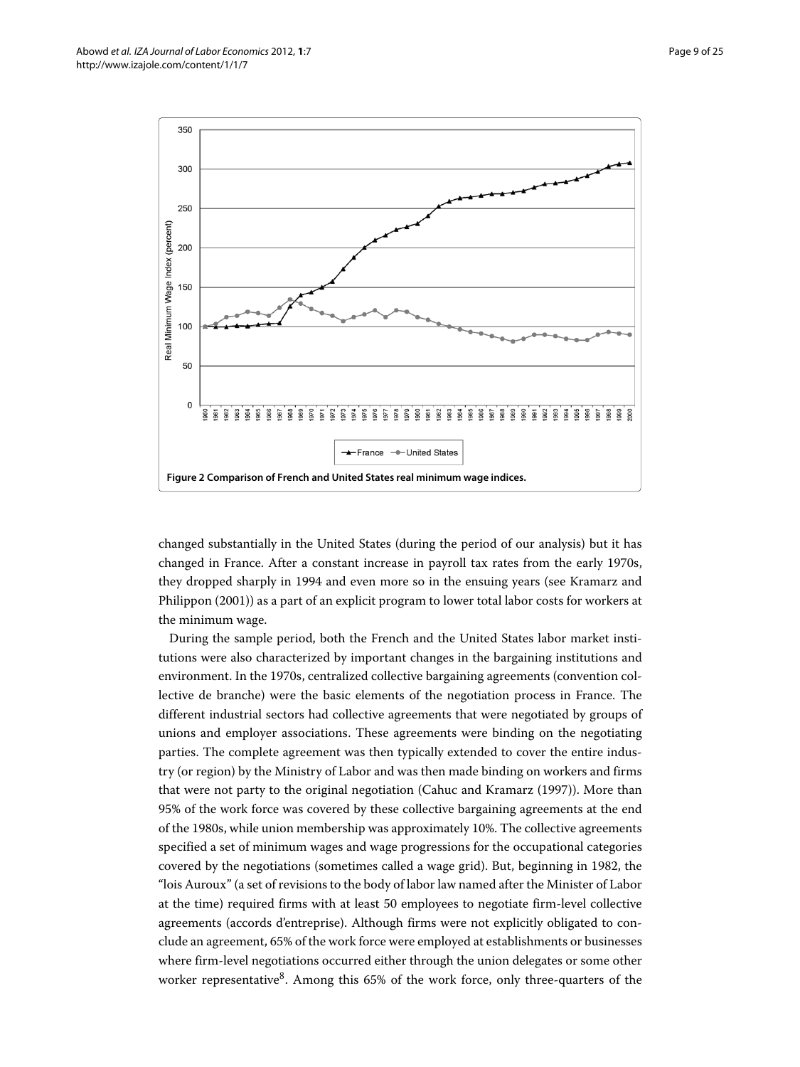Figure 2 Comparison of French and United States real minimum wage indices.

changed substantially in the United States (during the period of our analysis) but it has changed in France. After a constant increase in payroll tax rates from the early 1970s, they dropped sharply in 1994 and even more so in the ensuing years (see Kramarz and Philippon (2001)) as a part of an explicit program to lower total labor costs for workers at the minimum wage.

During the sample period, both the French and the United States labor market institutions were also characterized by important changes in the bargaining institutions and environment. In the 1970s, centralized collective bargaining agreements (convention collective de branche) were the basic elements of the negotiation process in France. The different industrial sectors had collective agreements that were negotiated by groups of unions and employer associations. These agreements were binding on the negotiating parties. The complete agreement was then typically extended to cover the entire industry (or region) by the Ministry of Labor and was then made binding on workers and firms that were not party to the original negotiation (Cahuc and Kramarz (1997)). More than 95% of the work force was covered by these collective bargaining agreements at the end of the 1980s, while union membership was approximately 10%. The collective agreements specified a set of minimum wages and wage progressions for the occupational categories covered by the negotiations (sometimes called a wage grid). But, beginning in 1982, the "lois Auroux" (a set of revisions to the body of labor law named after the Minister of Labor at the time) required firms with at least 50 employees to negotiate firm-level collective agreements (accords d'entreprise). Although firms were not explicitly obligated to conclude an agreement, 65% of the work force were employed at establishments or businesses where firm-level negotiations occurred either through the union delegates or some other worker representative[8]. Among this 65% of the work force, only three-quarters of the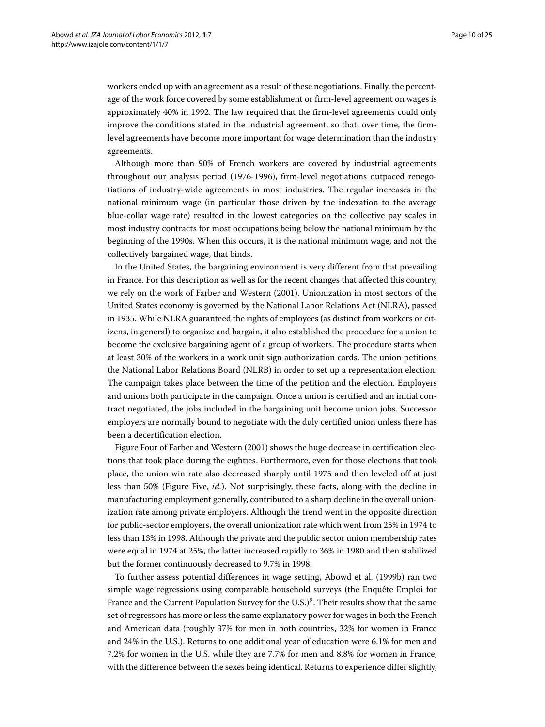workers ended up with an agreement as a result of these negotiations. Finally, the percentage of the work force covered by some establishment or firm-level agreement on wages is approximately 40% in 1992. The law required that the firm-level agreements could only improve the conditions stated in the industrial agreement, so that, over time, the firm-level agreements have become more important for wage determination than the industry agreements.

Although more than 90% of French workers are covered by industrial agreements throughout our analysis period (1976-1996), firm-level negotiations outpaced renegotiations of industry-wide agreements in most industries. The regular increases in the national minimum wage (in particular those driven by the indexation to the average blue-collar wage rate) resulted in the lowest categories on the collective pay scales in most industry contracts for most occupations being below the national minimum by the beginning of the 1990s. When this occurs, it is the national minimum wage, and not the collectively bargained wage, that binds.

In the United States, the bargaining environment is very different from that prevailing in France. For this description as well as for the recent changes that affected this country, we rely on the work of Farber and Western (2001). Unionization in most sectors of the United States economy is governed by the National Labor Relations Act (NLRA), passed in 1935. While NLRA guaranteed the rights of employees (as distinct from workers or citizens, in general) to organize and bargain, it also established the procedure for a union to become the exclusive bargaining agent of a group of workers. The procedure starts when at least 30% of the workers in a work unit sign authorization cards. The union petitions the National Labor Relations Board (NLRB) in order to set up a representation election. The campaign takes place between the time of the petition and the election. Employers and unions both participate in the campaign. Once a union is certified and an initial contract negotiated, the jobs included in the bargaining unit become union jobs. Successor employers are normally bound to negotiate with the duly certified union unless there has been a decertification election.

Figure Four of Farber and Western (2001) shows the huge decrease in certification elections that took place during the eighties. Furthermore, even for those elections that took place, the union win rate also decreased sharply until 1975 and then leveled off at just less than 50% (Figure Five, *id.*). Not surprisingly, these facts, along with the decline in manufacturing employment generally, contributed to a sharp decline in the overall unionization rate among private employers. Although the trend went in the opposite direction for public-sector employers, the overall unionization rate which went from 25% in 1974 to less than 13% in 1998. Although the private and the public sector union membership rates were equal in 1974 at 25%, the latter increased rapidly to 36% in 1980 and then stabilized but the former continuously decreased to 9.7% in 1998.

To further assess potential differences in wage setting, Abowd et al. (1999b) ran two simple wage regressions using comparable household surveys (the Enquête Emploi for France and the Current Population Survey for the U.S.)[9]. Their results show that the same set of regressors has more or less the same explanatory power for wages in both the French and American data (roughly 37% for men in both countries, 32% for women in France and 24% in the U.S.). Returns to one additional year of education were 6.1% for men and 7.2% for women in the U.S. while they are 7.7% for men and 8.8% for women in France, with the difference between the sexes being identical. Returns to experience differ slightly,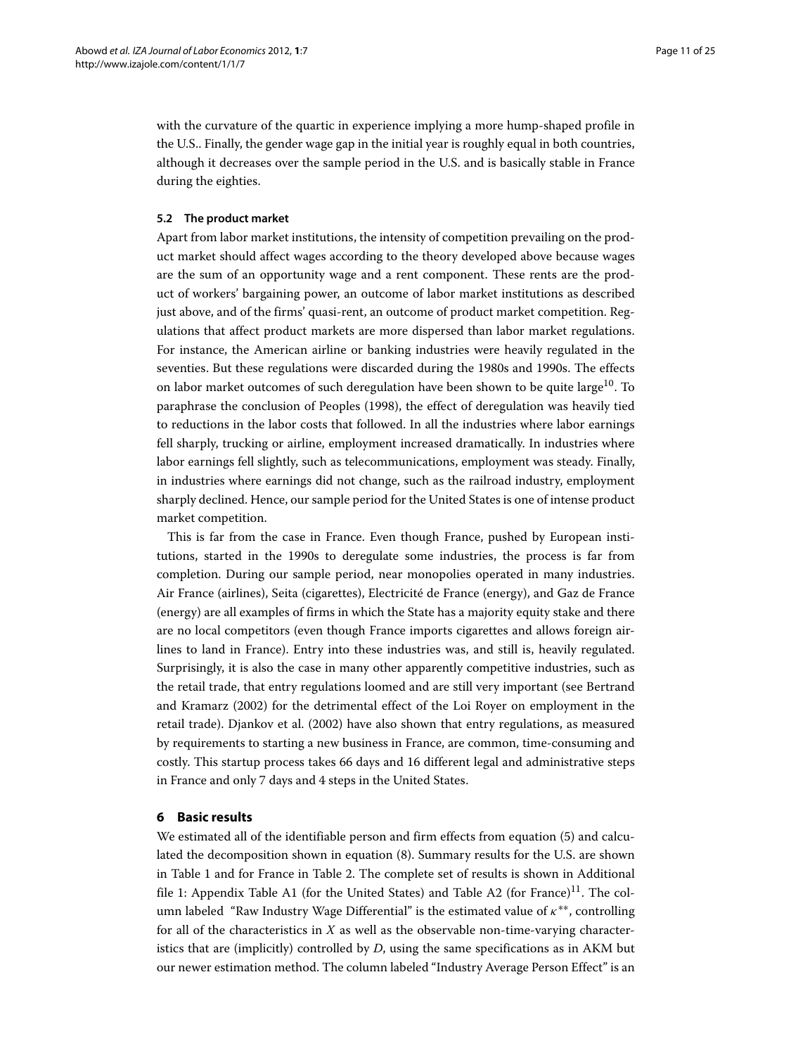with the curvature of the quartic in experience implying a more hump-shaped profile in the U.S.. Finally, the gender wage gap in the initial year is roughly equal in both countries, although it decreases over the sample period in the U.S. and is basically stable in France during the eighties.

### 5.2 The product market

Apart from labor market institutions, the intensity of competition prevailing on the product market should affect wages according to the theory developed above because wages are the sum of an opportunity wage and a rent component. These rents are the product of workers' bargaining power, an outcome of labor market institutions as described just above, and of the firms' quasi-rent, an outcome of product market competition. Regulations that affect product markets are more dispersed than labor market regulations. For instance, the American airline or banking industries were heavily regulated in the seventies. But these regulations were discarded during the 1980s and 1990s. The effects on labor market outcomes of such deregulation have been shown to be quite large[10]. To paraphrase the conclusion of Peoples (1998), the effect of deregulation was heavily tied to reductions in the labor costs that followed. In all the industries where labor earnings fell sharply, trucking or airline, employment increased dramatically. In industries where labor earnings fell slightly, such as telecommunications, employment was steady. Finally, in industries where earnings did not change, such as the railroad industry, employment sharply declined. Hence, our sample period for the United States is one of intense product market competition.

This is far from the case in France. Even though France, pushed by European institutions, started in the 1990s to deregulate some industries, the process is far from completion. During our sample period, near monopolies operated in many industries. Air France (airlines), Seita (cigarettes), Electricité de France (energy), and Gaz de France (energy) are all examples of firms in which the State has a majority equity stake and there are no local competitors (even though France imports cigarettes and allows foreign airlines to land in France). Entry into these industries was, and still is, heavily regulated. Surprisingly, it is also the case in many other apparently competitive industries, such as the retail trade, that entry regulations loomed and are still very important (see Bertrand and Kramarz (2002) for the detrimental effect of the Loi Royer on employment in the retail trade). Djankov et al. (2002) have also shown that entry regulations, as measured by requirements to starting a new business in France, are common, time-consuming and costly. This startup process takes 66 days and 16 different legal and administrative steps in France and only 7 days and 4 steps in the United States.

## 6 Basic results

We estimated all of the identifiable person and firm effects from equation (5) and calculated the decomposition shown in equation (8). Summary results for the U.S. are shown in Table 1 and for France in Table 2. The complete set of results is shown in Additional file 1: Appendix Table A1 (for the United States) and Table A2 (for France)[11]. The column labeled "Raw Industry Wage Differential" is the estimated value of $\kappa^{**}$, controlling for all of the characteristics in $X$ as well as the observable non-time-varying characteristics that are (implicitly) controlled by $D$, using the same specifications as in AKM but our newer estimation method. The column labeled "Industry Average Person Effect" is an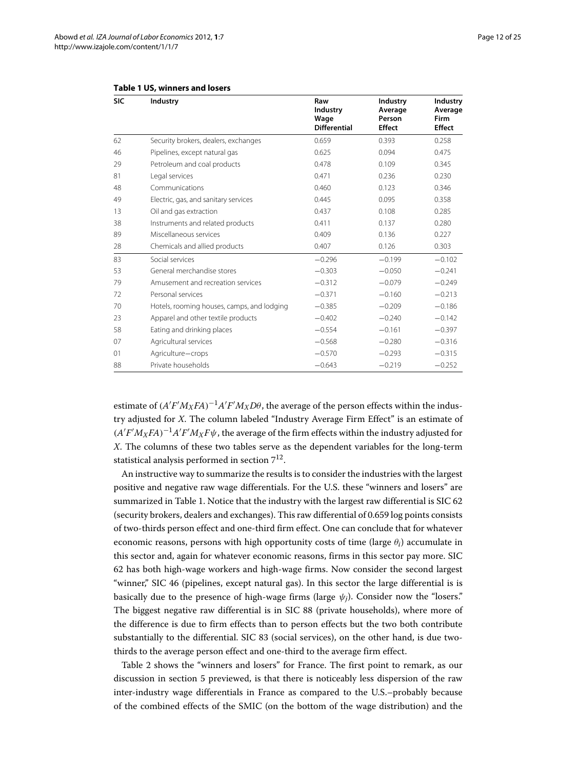**Table 1 US, winners and losers**

| SIC | Industry | Raw Industry Wage Differential | Industry Average Person Effect | Industry Average Firm Effect |
|---|---|---|---|---|
| 62 | Security brokers, dealers, exchanges | 0.659 | 0.393 | 0.258 |
| 46 | Pipelines, except natural gas | 0.625 | 0.094 | 0.475 |
| 29 | Petroleum and coal products | 0.478 | 0.109 | 0.345 |
| 81 | Legal services | 0.471 | 0.236 | 0.230 |
| 48 | Communications | 0.460 | 0.123 | 0.346 |
| 49 | Electric, gas, and sanitary services | 0.445 | 0.095 | 0.358 |
| 13 | Oil and gas extraction | 0.437 | 0.108 | 0.285 |
| 38 | Instruments and related products | 0.411 | 0.137 | 0.280 |
| 89 | Miscellaneous services | 0.409 | 0.136 | 0.227 |
| 28 | Chemicals and allied products | 0.407 | 0.126 | 0.303 |
| 83 | Social services | −0.296 | −0.199 | −0.102 |
| 53 | General merchandise stores | −0.303 | −0.050 | −0.241 |
| 79 | Amusement and recreation services | −0.312 | −0.079 | −0.249 |
| 72 | Personal services | −0.371 | −0.160 | −0.213 |
| 70 | Hotels, rooming houses, camps, and lodging | −0.385 | −0.209 | −0.186 |
| 23 | Apparel and other textile products | −0.402 | −0.240 | −0.142 |
| 58 | Eating and drinking places | −0.554 | −0.161 | −0.397 |
| 07 | Agricultural services | −0.568 | −0.280 | −0.316 |
| 01 | Agriculture—crops | −0.570 | −0.293 | −0.315 |
| 88 | Private households | −0.643 | −0.219 | −0.252 |

estimate of $(A'F'M_XFA)^{-1}A'F'M_XD\theta$, the average of the person effects within the industry adjusted for $X$. The column labeled "Industry Average Firm Effect" is an estimate of $(A'F'M_XFA)^{-1}A'F'M_XF\psi$, the average of the firm effects within the industry adjusted for $X$. The columns of these two tables serve as the dependent variables for the long-term statistical analysis performed in section 7[12].

An instructive way to summarize the results is to consider the industries with the largest positive and negative raw wage differentials. For the U.S. these "winners and losers" are summarized in Table 1. Notice that the industry with the largest raw differential is SIC 62 (security brokers, dealers and exchanges). This raw differential of 0.659 log points consists of two-thirds person effect and one-third firm effect. One can conclude that for whatever economic reasons, persons with high opportunity costs of time (large $\theta_i$) accumulate in this sector and, again for whatever economic reasons, firms in this sector pay more. SIC 62 has both high-wage workers and high-wage firms. Now consider the second largest "winner," SIC 46 (pipelines, except natural gas). In this sector the large differential is is basically due to the presence of high-wage firms (large $\psi_j$). Consider now the "losers." The biggest negative raw differential is in SIC 88 (private households), where more of the difference is due to firm effects than to person effects but the two both contribute substantially to the differential. SIC 83 (social services), on the other hand, is due two-thirds to the average person effect and one-third to the average firm effect.

Table 2 shows the "winners and losers" for France. The first point to remark, as our discussion in section 5 previewed, is that there is noticeably less dispersion of the raw inter-industry wage differentials in France as compared to the U.S.–probably because of the combined effects of the SMIC (on the bottom of the wage distribution) and the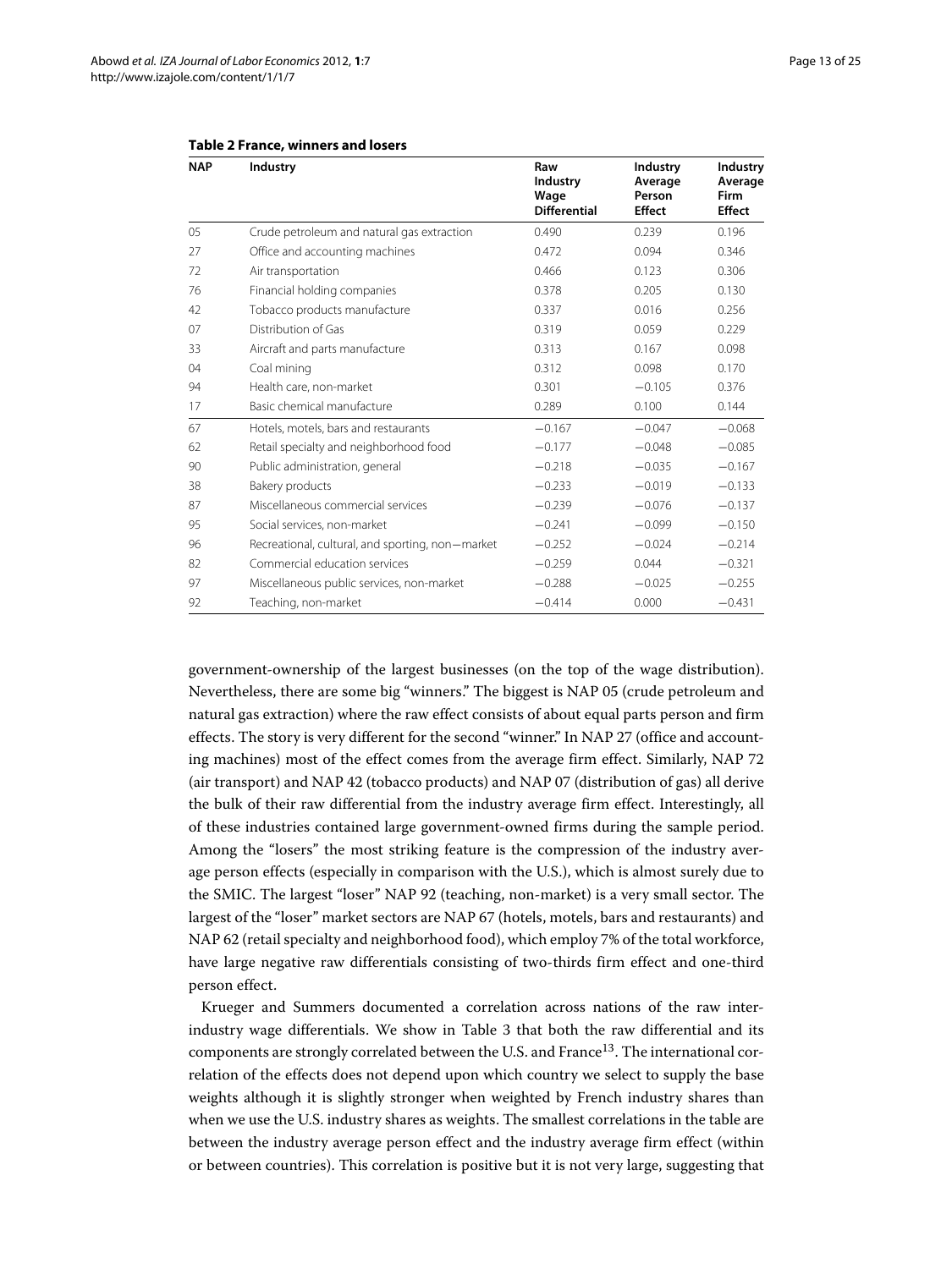**Table 2 France, winners and losers**

| NAP | Industry | Raw Industry Wage Differential | Industry Average Person Effect | Industry Average Firm Effect |
|---|---|---|---|---|
| 05 | Crude petroleum and natural gas extraction | 0.490 | 0.239 | 0.196 |
| 27 | Office and accounting machines | 0.472 | 0.094 | 0.346 |
| 72 | Air transportation | 0.466 | 0.123 | 0.306 |
| 76 | Financial holding companies | 0.378 | 0.205 | 0.130 |
| 42 | Tobacco products manufacture | 0.337 | 0.016 | 0.256 |
| 07 | Distribution of Gas | 0.319 | 0.059 | 0.229 |
| 33 | Aircraft and parts manufacture | 0.313 | 0.167 | 0.098 |
| 04 | Coal mining | 0.312 | 0.098 | 0.170 |
| 94 | Health care, non-market | 0.301 | −0.105 | 0.376 |
| 17 | Basic chemical manufacture | 0.289 | 0.100 | 0.144 |
| 67 | Hotels, motels, bars and restaurants | −0.167 | −0.047 | −0.068 |
| 62 | Retail specialty and neighborhood food | −0.177 | −0.048 | −0.085 |
| 90 | Public administration, general | −0.218 | −0.035 | −0.167 |
| 38 | Bakery products | −0.233 | −0.019 | −0.133 |
| 87 | Miscellaneous commercial services | −0.239 | −0.076 | −0.137 |
| 95 | Social services, non-market | −0.241 | −0.099 | −0.150 |
| 96 | Recreational, cultural, and sporting, non−market | −0.252 | −0.024 | −0.214 |
| 82 | Commercial education services | −0.259 | 0.044 | −0.321 |
| 97 | Miscellaneous public services, non-market | −0.288 | −0.025 | −0.255 |
| 92 | Teaching, non-market | −0.414 | 0.000 | −0.431 |

government-ownership of the largest businesses (on the top of the wage distribution). Nevertheless, there are some big "winners." The biggest is NAP 05 (crude petroleum and natural gas extraction) where the raw effect consists of about equal parts person and firm effects. The story is very different for the second "winner." In NAP 27 (office and accounting machines) most of the effect comes from the average firm effect. Similarly, NAP 72 (air transport) and NAP 42 (tobacco products) and NAP 07 (distribution of gas) all derive the bulk of their raw differential from the industry average firm effect. Interestingly, all of these industries contained large government-owned firms during the sample period. Among the "losers" the most striking feature is the compression of the industry average person effects (especially in comparison with the U.S.), which is almost surely due to the SMIC. The largest "loser" NAP 92 (teaching, non-market) is a very small sector. The largest of the "loser" market sectors are NAP 67 (hotels, motels, bars and restaurants) and NAP 62 (retail specialty and neighborhood food), which employ 7% of the total workforce, have large negative raw differentials consisting of two-thirds firm effect and one-third person effect.

Krueger and Summers documented a correlation across nations of the raw inter-industry wage differentials. We show in Table 3 that both the raw differential and its components are strongly correlated between the U.S. and France[13]. The international correlation of the effects does not depend upon which country we select to supply the base weights although it is slightly stronger when weighted by French industry shares than when we use the U.S. industry shares as weights. The smallest correlations in the table are between the industry average person effect and the industry average firm effect (within or between countries). This correlation is positive but it is not very large, suggesting that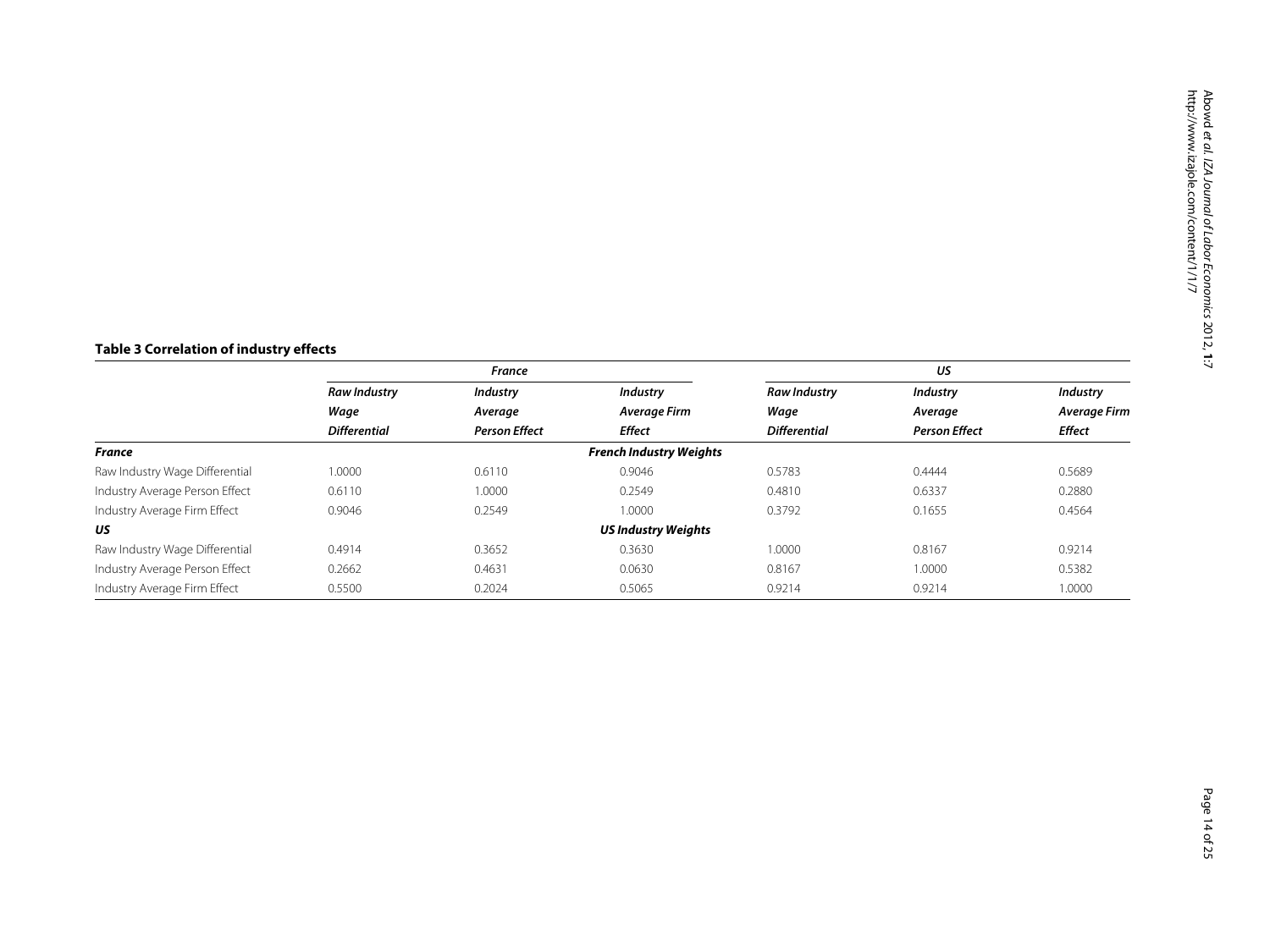**Table 3 Correlation of industry effects**

| | *France* | | | *US* | | |
|---|---|---|---|---|---|---|
| | ***Raw Industry Wage Differential*** | ***Industry Average Person Effect*** | ***Industry Average Firm Effect*** | ***Raw Industry Wage Differential*** | ***Industry Average Person Effect*** | ***Industry Average Firm Effect*** |
| ***France*** | | | ***French Industry Weights*** | | | |
| Raw Industry Wage Differential | 1.0000 | 0.6110 | 0.9046 | 0.5783 | 0.4444 | 0.5689 |
| Industry Average Person Effect | 0.6110 | 1.0000 | 0.2549 | 0.4810 | 0.6337 | 0.2880 |
| Industry Average Firm Effect | 0.9046 | 0.2549 | 1.0000 | 0.3792 | 0.1655 | 0.4564 |
| ***US*** | | | ***US Industry Weights*** | | | |
| Raw Industry Wage Differential | 0.4914 | 0.3652 | 0.3630 | 1.0000 | 0.8167 | 0.9214 |
| Industry Average Person Effect | 0.2662 | 0.4631 | 0.0630 | 0.8167 | 1.0000 | 0.5382 |
| Industry Average Firm Effect | 0.5500 | 0.2024 | 0.5065 | 0.9214 | 0.9214 | 1.0000 |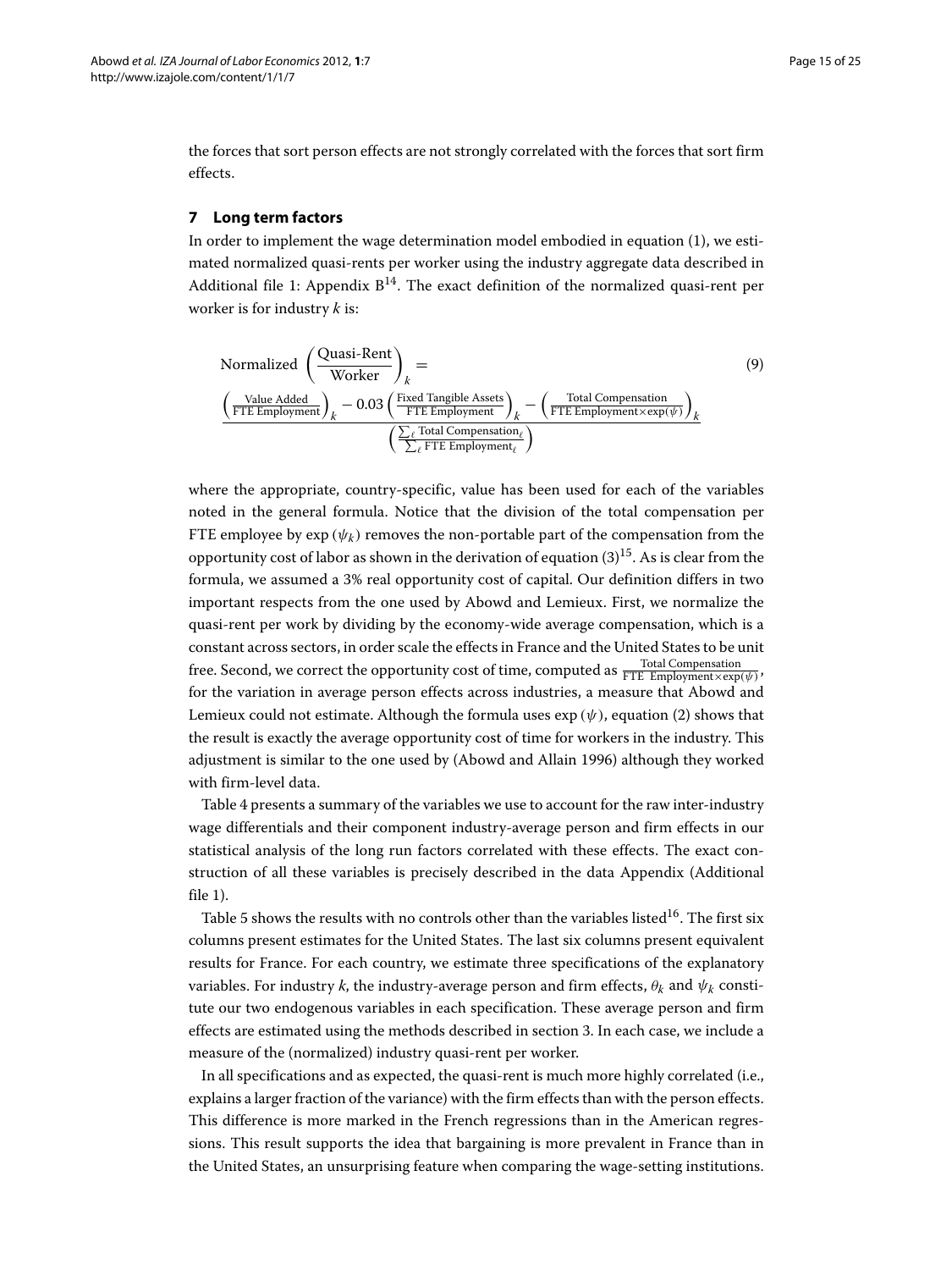the forces that sort person effects are not strongly correlated with the forces that sort firm effects.

## 7 Long term factors

In order to implement the wage determination model embodied in equation (1), we estimated normalized quasi-rents per worker using the industry aggregate data described in Additional file 1: Appendix B[14]. The exact definition of the normalized quasi-rent per worker is for industry $k$ is:

$$\text{Normalized}\left(\frac{\text{Quasi-Rent}}{\text{Worker}}\right)_k = \frac{\left(\frac{\text{Value Added}}{\text{FTE Employment}}\right)_k - 0.03\left(\frac{\text{Fixed Tangible Assets}}{\text{FTE Employment}}\right)_k - \left(\frac{\text{Total Compensation}}{\text{FTE Employment}\times\exp(\psi)}\right)_k}{\left(\frac{\sum_\ell \text{Total Compensation}_\ell}{\sum_\ell \text{FTE Employment}_\ell}\right)} \tag{9}$$

where the appropriate, country-specific, value has been used for each of the variables noted in the general formula. Notice that the division of the total compensation per FTE employee by $\exp(\psi_k)$ removes the non-portable part of the compensation from the opportunity cost of labor as shown in the derivation of equation (3)[15]. As is clear from the formula, we assumed a 3% real opportunity cost of capital. Our definition differs in two important respects from the one used by Abowd and Lemieux. First, we normalize the quasi-rent per work by dividing by the economy-wide average compensation, which is a constant across sectors, in order scale the effects in France and the United States to be unit free. Second, we correct the opportunity cost of time, computed as $\frac{\text{Total Compensation}}{\text{FTE Employment}\times\exp(\psi)}$, for the variation in average person effects across industries, a measure that Abowd and Lemieux could not estimate. Although the formula uses $\exp(\psi)$, equation (2) shows that the result is exactly the average opportunity cost of time for workers in the industry. This adjustment is similar to the one used by (Abowd and Allain 1996) although they worked with firm-level data.

Table 4 presents a summary of the variables we use to account for the raw inter-industry wage differentials and their component industry-average person and firm effects in our statistical analysis of the long run factors correlated with these effects. The exact construction of all these variables is precisely described in the data Appendix (Additional file 1).

Table 5 shows the results with no controls other than the variables listed[16]. The first six columns present estimates for the United States. The last six columns present equivalent results for France. For each country, we estimate three specifications of the explanatory variables. For industry $k$, the industry-average person and firm effects, $\theta_k$ and $\psi_k$ constitute our two endogenous variables in each specification. These average person and firm effects are estimated using the methods described in section 3. In each case, we include a measure of the (normalized) industry quasi-rent per worker.

In all specifications and as expected, the quasi-rent is much more highly correlated (i.e., explains a larger fraction of the variance) with the firm effects than with the person effects. This difference is more marked in the French regressions than in the American regressions. This result supports the idea that bargaining is more prevalent in France than in the United States, an unsurprising feature when comparing the wage-setting institutions.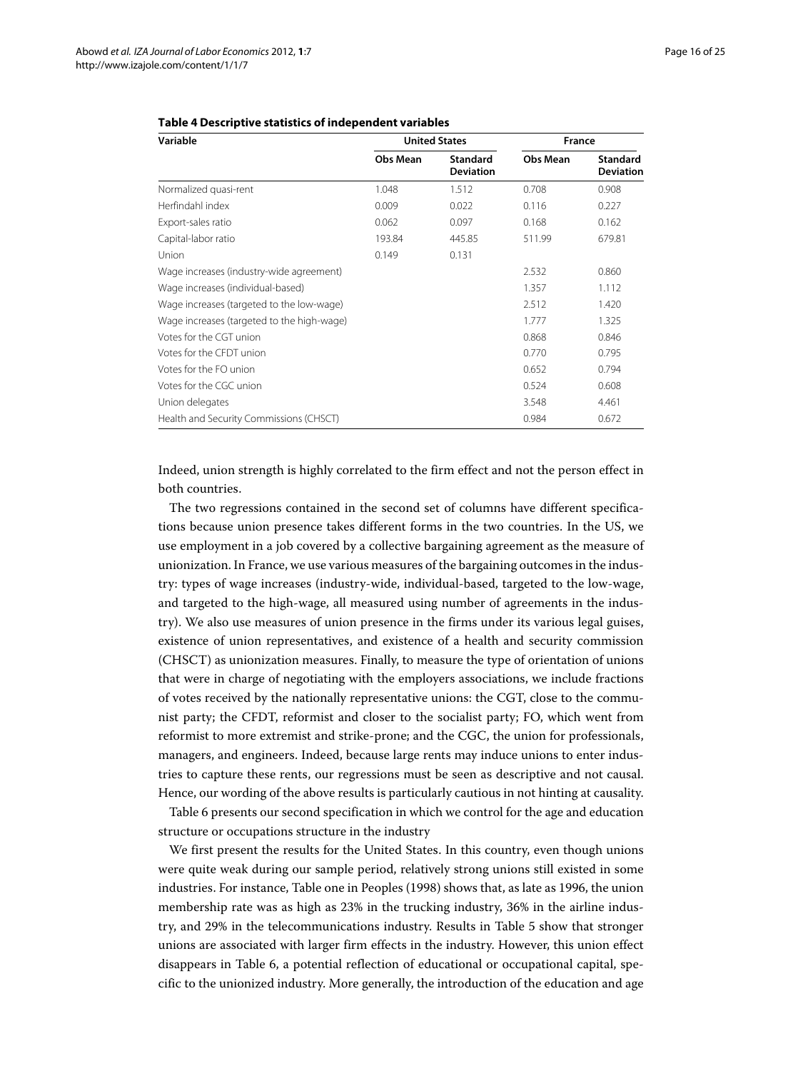**Table 4 Descriptive statistics of independent variables**

| Variable | United States | | France | |
|---|---|---|---|---|
| | Obs Mean | Standard Deviation | Obs Mean | Standard Deviation |
| Normalized quasi-rent | 1.048 | 1.512 | 0.708 | 0.908 |
| Herfindahl index | 0.009 | 0.022 | 0.116 | 0.227 |
| Export-sales ratio | 0.062 | 0.097 | 0.168 | 0.162 |
| Capital-labor ratio | 193.84 | 445.85 | 511.99 | 679.81 |
| Union | 0.149 | 0.131 | | |
| Wage increases (industry-wide agreement) | | | 2.532 | 0.860 |
| Wage increases (individual-based) | | | 1.357 | 1.112 |
| Wage increases (targeted to the low-wage) | | | 2.512 | 1.420 |
| Wage increases (targeted to the high-wage) | | | 1.777 | 1.325 |
| Votes for the CGT union | | | 0.868 | 0.846 |
| Votes for the CFDT union | | | 0.770 | 0.795 |
| Votes for the FO union | | | 0.652 | 0.794 |
| Votes for the CGC union | | | 0.524 | 0.608 |
| Union delegates | | | 3.548 | 4.461 |
| Health and Security Commissions (CHSCT) | | | 0.984 | 0.672 |

Indeed, union strength is highly correlated to the firm effect and not the person effect in both countries.

The two regressions contained in the second set of columns have different specifications because union presence takes different forms in the two countries. In the US, we use employment in a job covered by a collective bargaining agreement as the measure of unionization. In France, we use various measures of the bargaining outcomes in the industry: types of wage increases (industry-wide, individual-based, targeted to the low-wage, and targeted to the high-wage, all measured using number of agreements in the industry). We also use measures of union presence in the firms under its various legal guises, existence of union representatives, and existence of a health and security commission (CHSCT) as unionization measures. Finally, to measure the type of orientation of unions that were in charge of negotiating with the employers associations, we include fractions of votes received by the nationally representative unions: the CGT, close to the communist party; the CFDT, reformist and closer to the socialist party; FO, which went from reformist to more extremist and strike-prone; and the CGC, the union for professionals, managers, and engineers. Indeed, because large rents may induce unions to enter industries to capture these rents, our regressions must be seen as descriptive and not causal. Hence, our wording of the above results is particularly cautious in not hinting at causality.

Table 6 presents our second specification in which we control for the age and education structure or occupations structure in the industry

We first present the results for the United States. In this country, even though unions were quite weak during our sample period, relatively strong unions still existed in some industries. For instance, Table one in Peoples (1998) shows that, as late as 1996, the union membership rate was as high as 23% in the trucking industry, 36% in the airline industry, and 29% in the telecommunications industry. Results in Table 5 show that stronger unions are associated with larger firm effects in the industry. However, this union effect disappears in Table 6, a potential reflection of educational or occupational capital, specific to the unionized industry. More generally, the introduction of the education and age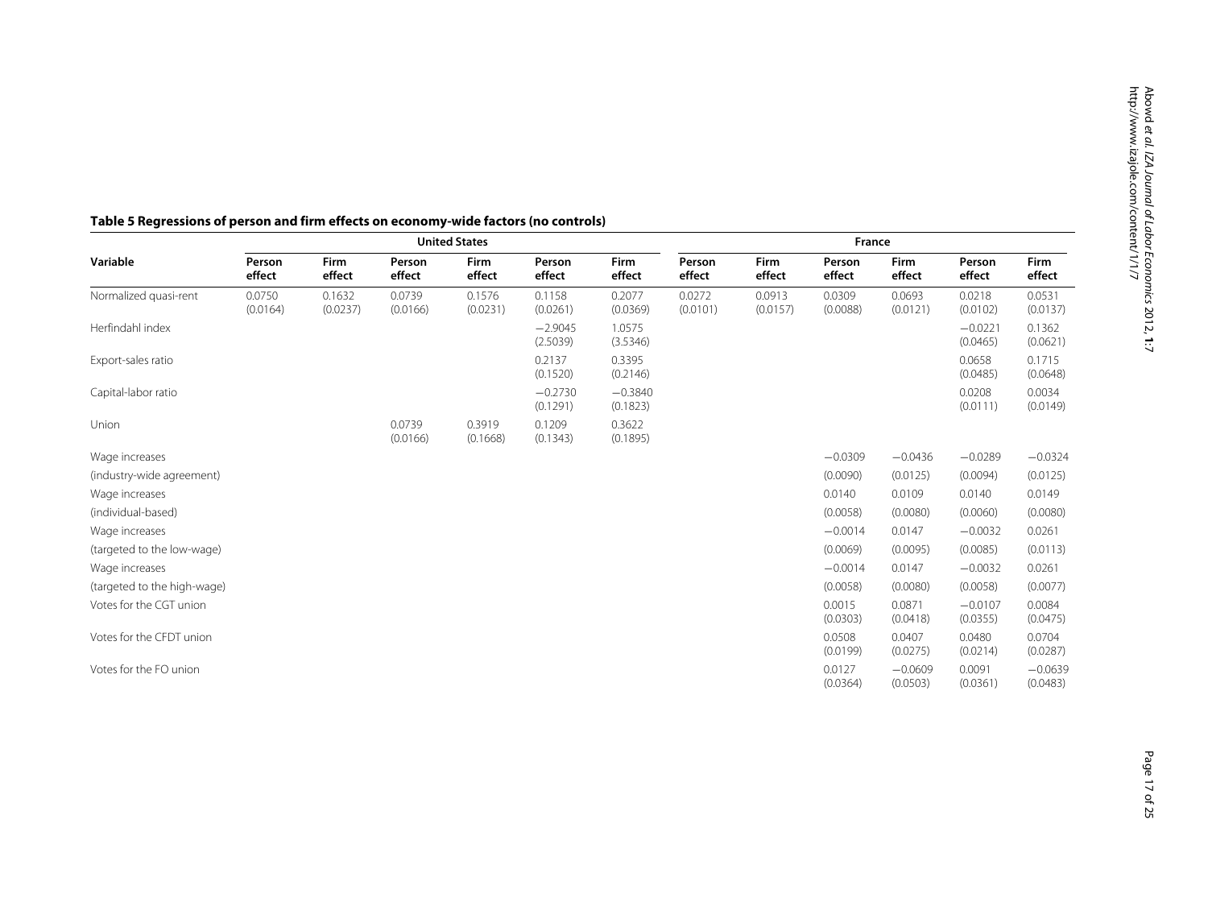**Table 5 Regressions of person and firm effects on economy-wide factors (no controls)**

| Variable | United States | | | | | | France | | | | | |
|---|---|---|---|---|---|---|---|---|---|---|---|---|
| | Person effect | Firm effect | Person effect | Firm effect | Person effect | Firm effect | Person effect | Firm effect | Person effect | Firm effect | Person effect | Firm effect |
| Normalized quasi-rent | 0.0750 (0.0164) | 0.1632 (0.0237) | 0.0739 (0.0166) | 0.1576 (0.0231) | 0.1158 (0.0261) | 0.2077 (0.0369) | 0.0272 (0.0101) | 0.0913 (0.0157) | 0.0309 (0.0088) | 0.0693 (0.0121) | 0.0218 (0.0102) | 0.0531 (0.0137) |
| Herfindahl index | | | | | −2.9045 (2.5039) | 1.0575 (3.5346) | | | | | −0.0221 (0.0465) | 0.1362 (0.0621) |
| Export-sales ratio | | | | | 0.2137 (0.1520) | 0.3395 (0.2146) | | | | | 0.0658 (0.0485) | 0.1715 (0.0648) |
| Capital-labor ratio | | | | | −0.2730 (0.1291) | −0.3840 (0.1823) | | | | | 0.0208 (0.0111) | 0.0034 (0.0149) |
| Union | | | 0.0739 (0.0166) | 0.3919 (0.1668) | 0.1209 (0.1343) | 0.3622 (0.1895) | | | | | | |
| Wage increases | | | | | | | | | −0.0309 | −0.0436 | −0.0289 | −0.0324 |
| (industry-wide agreement) | | | | | | | | | (0.0090) | (0.0125) | (0.0094) | (0.0125) |
| Wage increases | | | | | | | | | 0.0140 | 0.0109 | 0.0140 | 0.0149 |
| (individual-based) | | | | | | | | | (0.0058) | (0.0080) | (0.0060) | (0.0080) |
| Wage increases | | | | | | | | | −0.0014 | 0.0147 | −0.0032 | 0.0261 |
| (targeted to the low-wage) | | | | | | | | | (0.0069) | (0.0095) | (0.0085) | (0.0113) |
| Wage increases | | | | | | | | | −0.0014 | 0.0147 | −0.0032 | 0.0261 |
| (targeted to the high-wage) | | | | | | | | | (0.0058) | (0.0080) | (0.0058) | (0.0077) |
| Votes for the CGT union | | | | | | | | | 0.0015 (0.0303) | 0.0871 (0.0418) | −0.0107 (0.0355) | 0.0084 (0.0475) |
| Votes for the CFDT union | | | | | | | | | 0.0508 (0.0199) | 0.0407 (0.0275) | 0.0480 (0.0214) | 0.0704 (0.0287) |
| Votes for the FO union | | | | | | | | | 0.0127 (0.0364) | −0.0609 (0.0503) | 0.0091 (0.0361) | −0.0639 (0.0483) |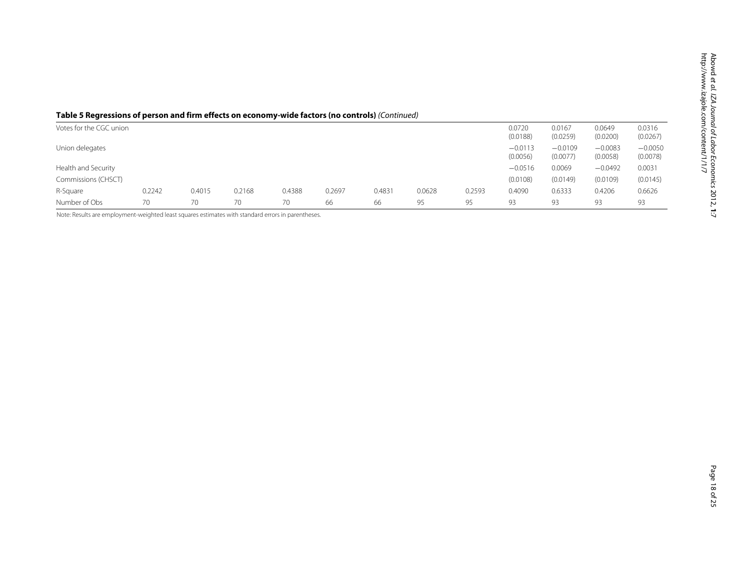**Table 5 Regressions of person and firm effects on economy-wide factors (no controls)** *(Continued)*

| | | | | | | | | | | | | |
|---|---|---|---|---|---|---|---|---|---|---|---|---|
| Votes for the CGC union | | | | | | | | | 0.0720 (0.0188) | 0.0167 (0.0259) | 0.0649 (0.0200) | 0.0316 (0.0267) |
| Union delegates | | | | | | | | | −0.0113 (0.0056) | −0.0109 (0.0077) | −0.0083 (0.0058) | −0.0050 (0.0078) |
| Health and Security Commissions (CHSCT) | | | | | | | | | −0.0516 (0.0108) | 0.0069 (0.0149) | −0.0492 (0.0109) | 0.0031 (0.0145) |
| R-Square | 0.2242 | 0.4015 | 0.2168 | 0.4388 | 0.2697 | 0.4831 | 0.0628 | 0.2593 | 0.4090 | 0.6333 | 0.4206 | 0.6626 |
| Number of Obs | 70 | 70 | 70 | 70 | 66 | 66 | 95 | 95 | 93 | 93 | 93 | 93 |

Note: Results are employment-weighted least squares estimates with standard errors in parentheses.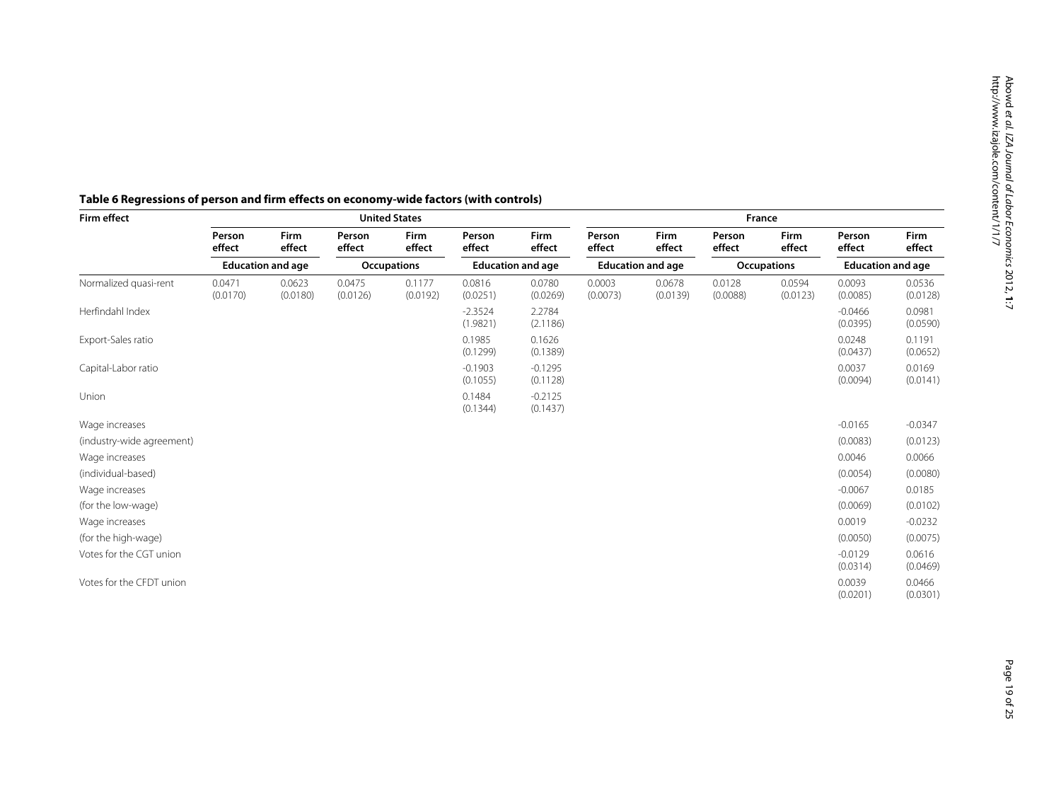**Table 6 Regressions of person and firm effects on economy-wide factors (with controls)**

| Firm effect | United States | | | | | | France | | | | | |
|---|---|---|---|---|---|---|---|---|---|---|---|---|
| | Person effect | Firm effect | Person effect | Firm effect | Person effect | Firm effect | Person effect | Firm effect | Person effect | Firm effect | Person effect | Firm effect |
| | Education and age | | Occupations | | Education and age | | Education and age | | Occupations | | Education and age | |
| Normalized quasi-rent | 0.0471 (0.0170) | 0.0623 (0.0180) | 0.0475 (0.0126) | 0.1177 (0.0192) | 0.0816 (0.0251) | 0.0780 (0.0269) | 0.0003 (0.0073) | 0.0678 (0.0139) | 0.0128 (0.0088) | 0.0594 (0.0123) | 0.0093 (0.0085) | 0.0536 (0.0128) |
| Herfindahl Index | | | | | -2.3524 (1.9821) | 2.2784 (2.1186) | | | | | -0.0466 (0.0395) | 0.0981 (0.0590) |
| Export-Sales ratio | | | | | 0.1985 (0.1299) | 0.1626 (0.1389) | | | | | 0.0248 (0.0437) | 0.1191 (0.0652) |
| Capital-Labor ratio | | | | | -0.1903 (0.1055) | -0.1295 (0.1128) | | | | | 0.0037 (0.0094) | 0.0169 (0.0141) |
| Union | | | | | 0.1484 (0.1344) | -0.2125 (0.1437) | | | | | | |
| Wage increases (industry-wide agreement) | | | | | | | | | | | -0.0165 (0.0083) | -0.0347 (0.0123) |
| Wage increases (individual-based) | | | | | | | | | | | 0.0046 (0.0054) | 0.0066 (0.0080) |
| Wage increases (for the low-wage) | | | | | | | | | | | -0.0067 (0.0069) | 0.0185 (0.0102) |
| Wage increases (for the high-wage) | | | | | | | | | | | 0.0019 (0.0050) | -0.0232 (0.0075) |
| Votes for the CGT union | | | | | | | | | | | -0.0129 (0.0314) | 0.0616 (0.0469) |
| Votes for the CFDT union | | | | | | | | | | | 0.0039 (0.0201) | 0.0466 (0.0301) |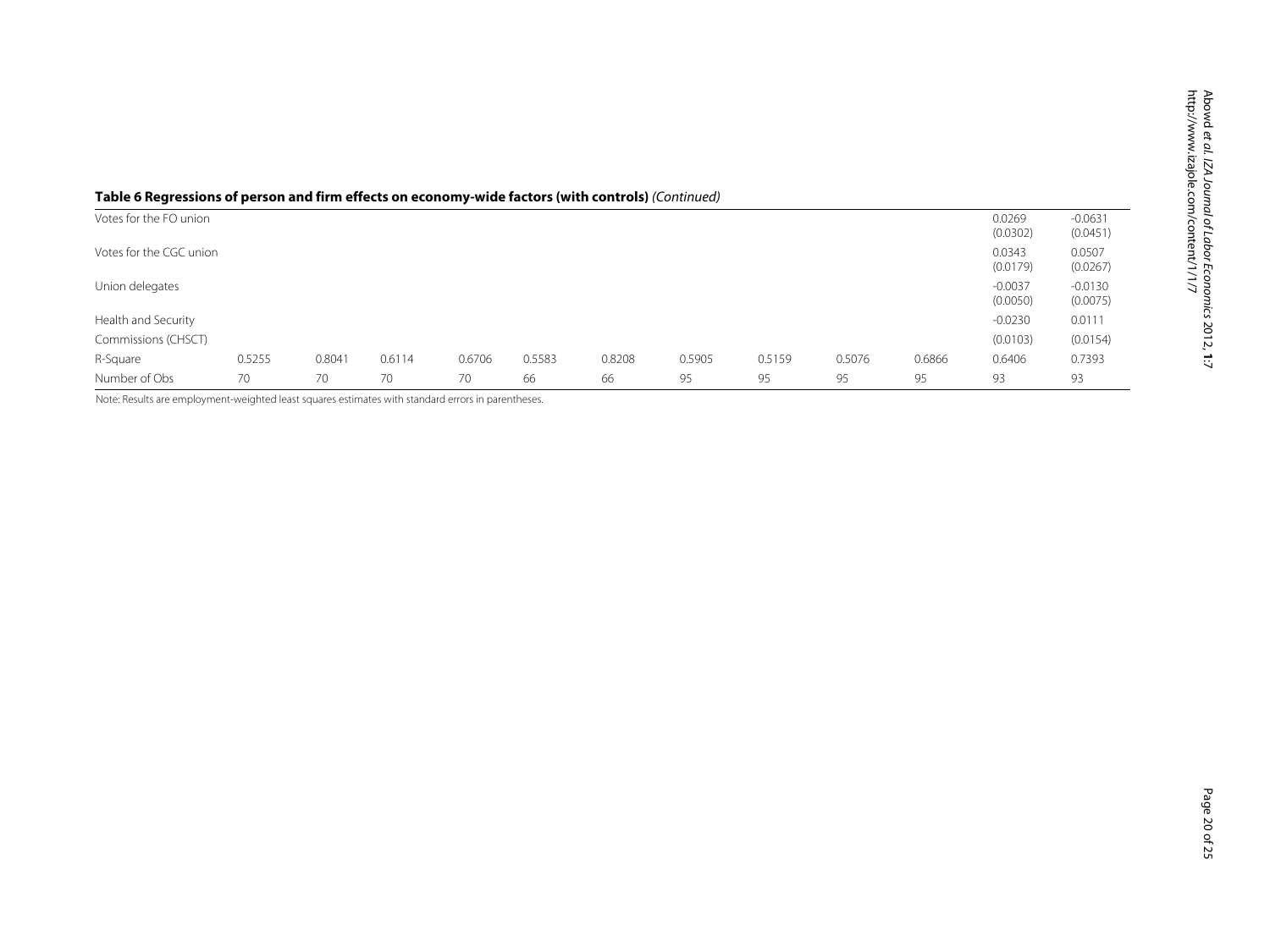**Table 6 Regressions of person and firm effects on economy-wide factors (with controls)** *(Continued)*

| | | | | | | | | | | | | |
|---|---|---|---|---|---|---|---|---|---|---|---|---|
| Votes for the FO union | | | | | | | | | | | 0.0269<br>(0.0302) | -0.0631<br>(0.0451) |
| Votes for the CGC union | | | | | | | | | | | 0.0343<br>(0.0179) | 0.0507<br>(0.0267) |
| Union delegates | | | | | | | | | | | -0.0037<br>(0.0050) | -0.0130<br>(0.0075) |
| Health and Security | | | | | | | | | | | -0.0230 | 0.0111 |
| Commissions (CHSCT) | | | | | | | | | | | (0.0103) | (0.0154) |
| R-Square | 0.5255 | 0.8041 | 0.6114 | 0.6706 | 0.5583 | 0.8208 | 0.5905 | 0.5159 | 0.5076 | 0.6866 | 0.6406 | 0.7393 |
| Number of Obs | 70 | 70 | 70 | 70 | 66 | 66 | 95 | 95 | 95 | 95 | 93 | 93 |

Note: Results are employment-weighted least squares estimates with standard errors in parentheses.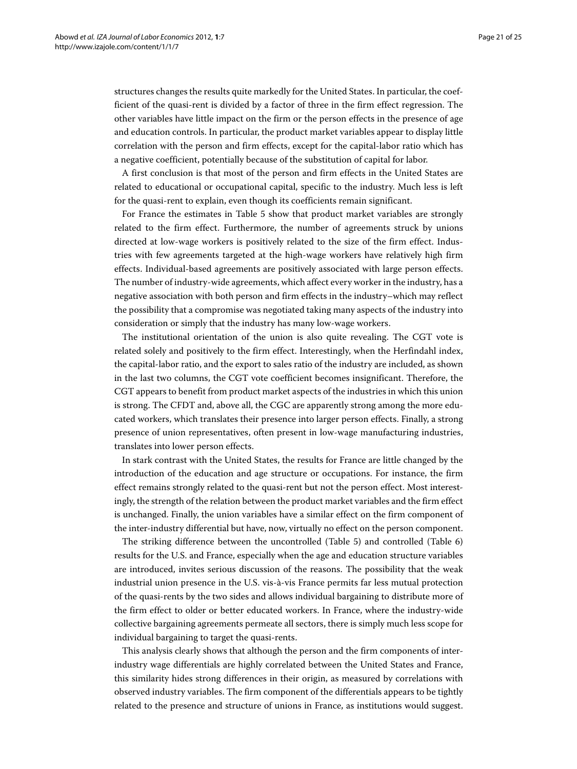structures changes the results quite markedly for the United States. In particular, the coefficient of the quasi-rent is divided by a factor of three in the firm effect regression. The other variables have little impact on the firm or the person effects in the presence of age and education controls. In particular, the product market variables appear to display little correlation with the person and firm effects, except for the capital-labor ratio which has a negative coefficient, potentially because of the substitution of capital for labor.

A first conclusion is that most of the person and firm effects in the United States are related to educational or occupational capital, specific to the industry. Much less is left for the quasi-rent to explain, even though its coefficients remain significant.

For France the estimates in Table 5 show that product market variables are strongly related to the firm effect. Furthermore, the number of agreements struck by unions directed at low-wage workers is positively related to the size of the firm effect. Industries with few agreements targeted at the high-wage workers have relatively high firm effects. Individual-based agreements are positively associated with large person effects. The number of industry-wide agreements, which affect every worker in the industry, has a negative association with both person and firm effects in the industry–which may reflect the possibility that a compromise was negotiated taking many aspects of the industry into consideration or simply that the industry has many low-wage workers.

The institutional orientation of the union is also quite revealing. The CGT vote is related solely and positively to the firm effect. Interestingly, when the Herfindahl index, the capital-labor ratio, and the export to sales ratio of the industry are included, as shown in the last two columns, the CGT vote coefficient becomes insignificant. Therefore, the CGT appears to benefit from product market aspects of the industries in which this union is strong. The CFDT and, above all, the CGC are apparently strong among the more educated workers, which translates their presence into larger person effects. Finally, a strong presence of union representatives, often present in low-wage manufacturing industries, translates into lower person effects.

In stark contrast with the United States, the results for France are little changed by the introduction of the education and age structure or occupations. For instance, the firm effect remains strongly related to the quasi-rent but not the person effect. Most interestingly, the strength of the relation between the product market variables and the firm effect is unchanged. Finally, the union variables have a similar effect on the firm component of the inter-industry differential but have, now, virtually no effect on the person component.

The striking difference between the uncontrolled (Table 5) and controlled (Table 6) results for the U.S. and France, especially when the age and education structure variables are introduced, invites serious discussion of the reasons. The possibility that the weak industrial union presence in the U.S. vis-à-vis France permits far less mutual protection of the quasi-rents by the two sides and allows individual bargaining to distribute more of the firm effect to older or better educated workers. In France, where the industry-wide collective bargaining agreements permeate all sectors, there is simply much less scope for individual bargaining to target the quasi-rents.

This analysis clearly shows that although the person and the firm components of inter-industry wage differentials are highly correlated between the United States and France, this similarity hides strong differences in their origin, as measured by correlations with observed industry variables. The firm component of the differentials appears to be tightly related to the presence and structure of unions in France, as institutions would suggest.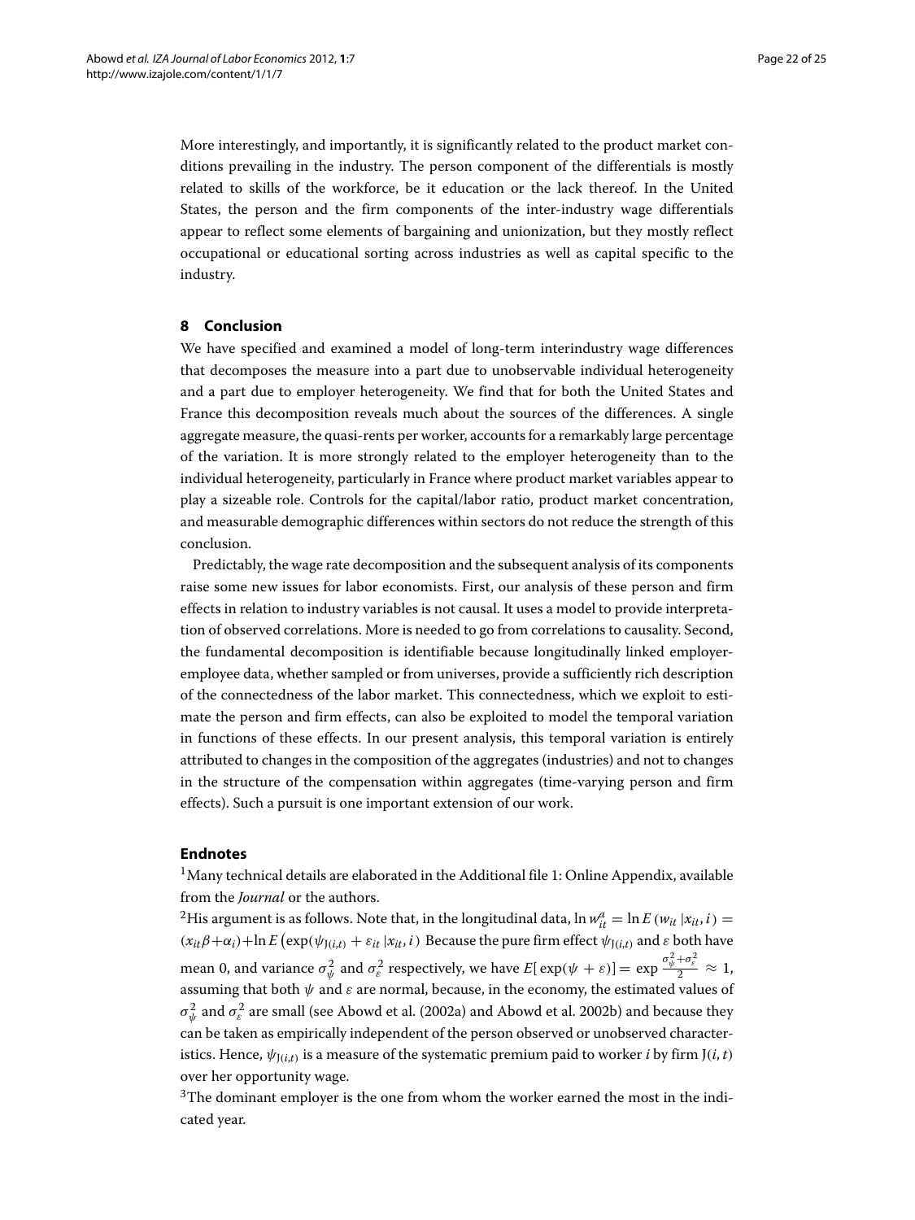More interestingly, and importantly, it is significantly related to the product market conditions prevailing in the industry. The person component of the differentials is mostly related to skills of the workforce, be it education or the lack thereof. In the United States, the person and the firm components of the inter-industry wage differentials appear to reflect some elements of bargaining and unionization, but they mostly reflect occupational or educational sorting across industries as well as capital specific to the industry.

## 8 Conclusion

We have specified and examined a model of long-term interindustry wage differences that decomposes the measure into a part due to unobservable individual heterogeneity and a part due to employer heterogeneity. We find that for both the United States and France this decomposition reveals much about the sources of the differences. A single aggregate measure, the quasi-rents per worker, accounts for a remarkably large percentage of the variation. It is more strongly related to the employer heterogeneity than to the individual heterogeneity, particularly in France where product market variables appear to play a sizeable role. Controls for the capital/labor ratio, product market concentration, and measurable demographic differences within sectors do not reduce the strength of this conclusion.

Predictably, the wage rate decomposition and the subsequent analysis of its components raise some new issues for labor economists. First, our analysis of these person and firm effects in relation to industry variables is not causal. It uses a model to provide interpretation of observed correlations. More is needed to go from correlations to causality. Second, the fundamental decomposition is identifiable because longitudinally linked employer-employee data, whether sampled or from universes, provide a sufficiently rich description of the connectedness of the labor market. This connectedness, which we exploit to estimate the person and firm effects, can also be exploited to model the temporal variation in functions of these effects. In our present analysis, this temporal variation is entirely attributed to changes in the composition of the aggregates (industries) and not to changes in the structure of the compensation within aggregates (time-varying person and firm effects). Such a pursuit is one important extension of our work.

### Endnotes

[1]Many technical details are elaborated in the Additional file 1: Online Appendix, available from the *Journal* or the authors.

[2]His argument is as follows. Note that, in the longitudinal data, $\ln w_{it}^{a} = \ln E\left(w_{it} \,|x_{it}, i\right) = (x_{it}\beta + \alpha_i) + \ln E\left(\exp(\psi_{J(i,t)} + \varepsilon_{it} \,|x_{it}, i\right)$ Because the pure firm effect $\psi_{J(i,t)}$ and $\varepsilon$ both have mean 0, and variance $\sigma_{\psi}^{2}$ and $\sigma_{\varepsilon}^{2}$ respectively, we have $E[\exp(\psi + \varepsilon)] = \exp \frac{\sigma_{\psi}^{2}+\sigma_{\varepsilon}^{2}}{2} \approx 1$, assuming that both $\psi$ and $\varepsilon$ are normal, because, in the economy, the estimated values of $\sigma_{\psi}^{2}$ and $\sigma_{\varepsilon}^{2}$ are small (see Abowd et al. (2002a) and Abowd et al. 2002b) and because they can be taken as empirically independent of the person observed or unobserved characteristics. Hence, $\psi_{J(i,t)}$ is a measure of the systematic premium paid to worker $i$ by firm $J(i,t)$ over her opportunity wage.

[3]The dominant employer is the one from whom the worker earned the most in the indicated year.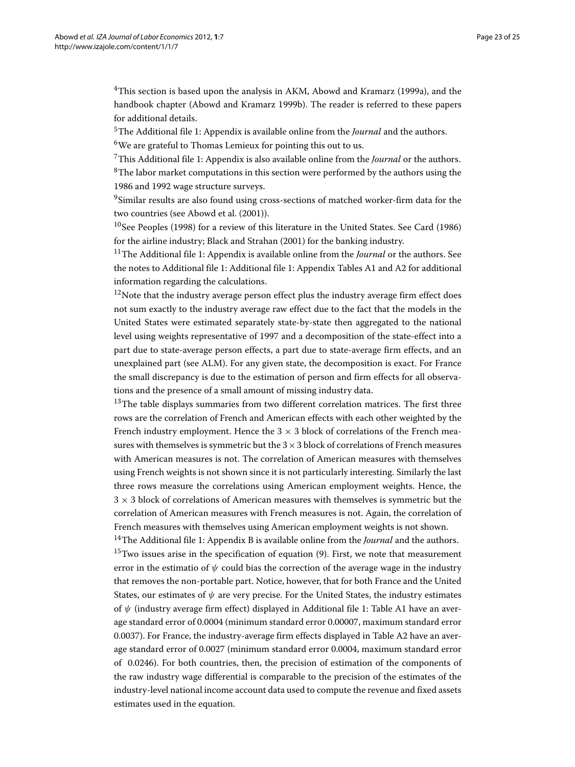[4]This section is based upon the analysis in AKM, Abowd and Kramarz (1999a), and the handbook chapter (Abowd and Kramarz 1999b). The reader is referred to these papers for additional details.

[5]The Additional file 1: Appendix is available online from the *Journal* and the authors.

[6]We are grateful to Thomas Lemieux for pointing this out to us.

[7]This Additional file 1: Appendix is also available online from the *Journal* or the authors.

[8]The labor market computations in this section were performed by the authors using the 1986 and 1992 wage structure surveys.

[9]Similar results are also found using cross-sections of matched worker-firm data for the two countries (see Abowd et al. (2001)).

[10]See Peoples (1998) for a review of this literature in the United States. See Card (1986) for the airline industry; Black and Strahan (2001) for the banking industry.

[11]The Additional file 1: Appendix is available online from the *Journal* or the authors. See the notes to Additional file 1: Additional file 1: Appendix Tables A1 and A2 for additional information regarding the calculations.

[12]Note that the industry average person effect plus the industry average firm effect does not sum exactly to the industry average raw effect due to the fact that the models in the United States were estimated separately state-by-state then aggregated to the national level using weights representative of 1997 and a decomposition of the state-effect into a part due to state-average person effects, a part due to state-average firm effects, and an unexplained part (see ALM). For any given state, the decomposition is exact. For France the small discrepancy is due to the estimation of person and firm effects for all observations and the presence of a small amount of missing industry data.

[13]The table displays summaries from two different correlation matrices. The first three rows are the correlation of French and American effects with each other weighted by the French industry employment. Hence the $3 \times 3$ block of correlations of the French measures with themselves is symmetric but the $3 \times 3$ block of correlations of French measures with American measures is not. The correlation of American measures with themselves using French weights is not shown since it is not particularly interesting. Similarly the last three rows measure the correlations using American employment weights. Hence, the $3 \times 3$ block of correlations of American measures with themselves is symmetric but the correlation of American measures with French measures is not. Again, the correlation of French measures with themselves using American employment weights is not shown.

[14]The Additional file 1: Appendix B is available online from the *Journal* and the authors.

[15]Two issues arise in the specification of equation (9). First, we note that measurement error in the estimatio of $\psi$ could bias the correction of the average wage in the industry that removes the non-portable part. Notice, however, that for both France and the United States, our estimates of $\psi$ are very precise. For the United States, the industry estimates of $\psi$ (industry average firm effect) displayed in Additional file 1: Table A1 have an average standard error of 0.0004 (minimum standard error 0.00007, maximum standard error 0.0037). For France, the industry-average firm effects displayed in Table A2 have an average standard error of 0.0027 (minimum standard error 0.0004, maximum standard error of 0.0246). For both countries, then, the precision of estimation of the components of the raw industry wage differential is comparable to the precision of the estimates of the industry-level national income account data used to compute the revenue and fixed assets estimates used in the equation.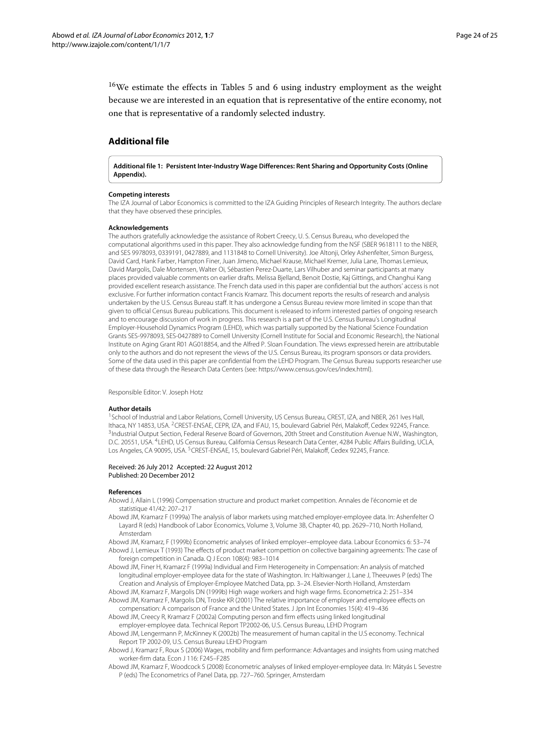[16] We estimate the effects in Tables 5 and 6 using industry employment as the weight because we are interested in an equation that is representative of the entire economy, not one that is representative of a randomly selected industry.

## Additional file

**Additional file 1: Persistent Inter-Industry Wage Differences: Rent Sharing and Opportunity Costs (Online Appendix).**

#### Competing interests

The IZA Journal of Labor Economics is committed to the IZA Guiding Principles of Research Integrity. The authors declare that they have observed these principles.

#### Acknowledgements

The authors gratefully acknowledge the assistance of Robert Creecy, U. S. Census Bureau, who developed the computational algorithms used in this paper. They also acknowledge funding from the NSF (SBER 9618111 to the NBER, and SES 9978093, 0339191, 0427889, and 1131848 to Cornell University). Joe Altonji, Orley Ashenfelter, Simon Burgess, David Card, Hank Farber, Hampton Finer, Juan Jimeno, Michael Krause, Michael Kremer, Julia Lane, Thomas Lemieux, David Margolis, Dale Mortensen, Walter Oi, Sébastien Perez-Duarte, Lars Vilhuber and seminar participants at many places provided valuable comments on earlier drafts. Melissa Bjelland, Benoit Dostie, Kaj Gittings, and Changhui Kang provided excellent research assistance. The French data used in this paper are confidential but the authors' access is not exclusive. For further information contact Francis Kramarz. This document reports the results of research and analysis undertaken by the U.S. Census Bureau staff. It has undergone a Census Bureau review more limited in scope than that given to official Census Bureau publications. This document is released to inform interested parties of ongoing research and to encourage discussion of work in progress. This research is a part of the U.S. Census Bureau's Longitudinal Employer-Household Dynamics Program (LEHD), which was partially supported by the National Science Foundation Grants SES-9978093, SES-0427889 to Cornell University (Cornell Institute for Social and Economic Research), the National Institute on Aging Grant R01 AG018854, and the Alfred P. Sloan Foundation. The views expressed herein are attributable only to the authors and do not represent the views of the U.S. Census Bureau, its program sponsors or data providers. Some of the data used in this paper are confidential from the LEHD Program. The Census Bureau supports researcher use of these data through the Research Data Centers (see: https://www.census.gov/ces/index.html).

Responsible Editor: V. Joseph Hotz

#### Author details

[1] School of Industrial and Labor Relations, Cornell University, US Census Bureau, CREST, IZA, and NBER, 261 Ives Hall, Ithaca, NY 14853, USA. [2] CREST-ENSAE, CEPR, IZA, and IFAU, 15, boulevard Gabriel Péri, Malakoff, Cedex 92245, France. [3] Industrial Output Section, Federal Reserve Board of Governors, 20th Street and Constitution Avenue N.W., Washington, D.C. 20551, USA. [4] LEHD, US Census Bureau, California Census Research Data Center, 4284 Public Affairs Building, UCLA, Los Angeles, CA 90095, USA. [5] CREST-ENSAE, 15, boulevard Gabriel Péri, Malakoff, Cedex 92245, France.

Received: 26 July 2012 Accepted: 22 August 2012
Published: 20 December 2012

#### References

Abowd J, Allain L (1996) Compensation structure and product market competition. Annales de l'économie et de statistique 41/42: 207–217

Abowd JM, Kramarz F (1999a) The analysis of labor markets using matched employer-employee data. In: Ashenfelter O Layard R (eds) Handbook of Labor Economics, Volume 3, Volume 3B, Chapter 40, pp. 2629–710, North Holland, Amsterdam

Abowd JM, Kramarz, F (1999b) Econometric analyses of linked employer–employee data. Labour Economics 6: 53–74

Abowd J, Lemieux T (1993) The effects of product market competion on collective bargaining agreements: The case of foreign competition in Canada. Q J Econ 108(4): 983–1014

Abowd JM, Finer H, Kramarz F (1999a) Individual and Firm Heterogeneity in Compensation: An analysis of matched longitudinal employer-employee data for the state of Washington. In: Haltiwanger J, Lane J, Theeuwes P (eds) The Creation and Analysis of Employer-Employee Matched Data, pp. 3–24. Elsevier-North Holland, Amsterdam

Abowd JM, Kramarz F, Margolis DN (1999b) High wage workers and high wage firms. Econometrica 2: 251–334

Abowd JM, Kramarz F, Margolis DN, Troske KR (2001) The relative importance of employer and employee effects on compensation: A comparison of France and the United States. J Jpn Int Economies 15(4): 419–436

Abowd JM, Creecy R, Kramarz F (2002a) Computing person and firm effects using linked longitudinal employer-employee data. Technical Report TP2002-06, U.S. Census Bureau, LEHD Program

Abowd JM, Lengermann P, McKinney K (2002b) The measurement of human capital in the U.S economy. Technical Report TP 2002-09, U.S. Census Bureau LEHD Program

Abowd J, Kramarz F, Roux S (2006) Wages, mobility and firm performance: Advantages and insights from using matched worker-firm data. Econ J 116: F245–F285

Abowd JM, Kramarz F, Woodcock S (2008) Econometric analyses of linked employer-employee data. In: Mátyás L Sevestre P (eds) The Econometrics of Panel Data, pp. 727–760. Springer, Amsterdam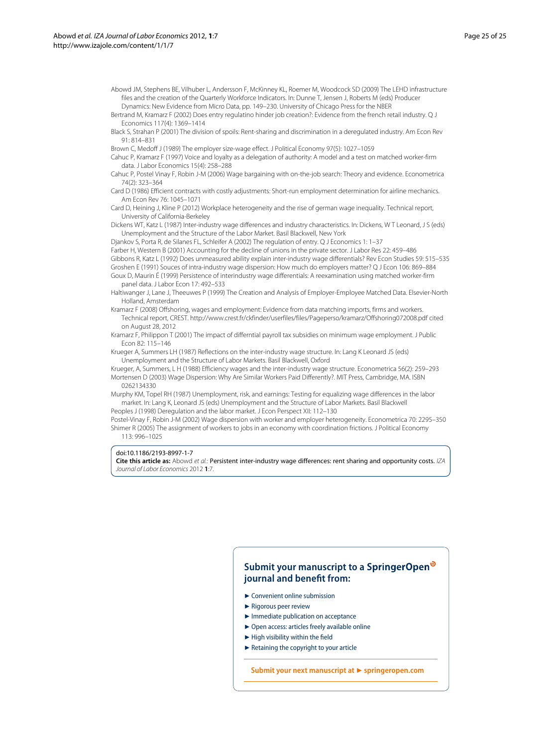Abowd JM, Stephens BE, Vilhuber L, Andersson F, McKinney KL, Roemer M, Woodcock SD (2009) The LEHD infrastructure files and the creation of the Quarterly Workforce Indicators. In: Dunne T, Jensen J, Roberts M (eds) Producer Dynamics: New Evidence from Micro Data, pp. 149–230. University of Chicago Press for the NBER

Bertrand M, Kramarz F (2002) Does entry regulatino hinder job creation?: Evidence from the french retail industry. Q J Economics 117(4): 1369–1414

Black S, Strahan P (2001) The division of spoils: Rent-sharing and discrimination in a deregulated industry. Am Econ Rev 91: 814–831

Brown C, Medoff J (1989) The employer size-wage effect. J Political Economy 97(5): 1027–1059

Cahuc P, Kramarz F (1997) Voice and loyalty as a delegation of authority: A model and a test on matched worker-firm data. J Labor Economics 15(4): 258–288

Cahuc P, Postel Vinay F, Robin J-M (2006) Wage bargaining with on-the-job search: Theory and evidence. Econometrica 74(2): 323–364

Card D (1986) Efficient contracts with costly adjustments: Short-run employment determination for airline mechanics. Am Econ Rev 76: 1045–1071

Card D, Heining J, Kline P (2012) Workplace heterogeneity and the rise of german wage inequality. Technical report, University of California-Berkeley

Dickens WT, Katz L (1987) Inter-industry wage differences and industry characteristics. In: Dickens, W T Leonard, J S (eds) Unemployment and the Structure of the Labor Market. Basil Blackwell, New York

Djankov S, Porta R, de Silanes FL, Schleifer A (2002) The regulation of entry. Q J Economics 1: 1–37

Farber H, Western B (2001) Accounting for the decline of unions in the private sector. J Labor Res 22: 459–486

Gibbons R, Katz L (1992) Does unmeasured ability explain inter-industry wage differentials? Rev Econ Studies 59: 515–535

Groshen E (1991) Souces of intra-industry wage dispersion: How much do employers matter? Q J Econ 106: 869–884

Goux D, Maurin É (1999) Persistence of interindustry wage differentials: A reexamination using matched worker-firm panel data. J Labor Econ 17: 492–533

Haltiwanger J, Lane J, Theeuwes P (1999) The Creation and Analysis of Employer-Employee Matched Data. Elsevier-North Holland, Amsterdam

Kramarz F (2008) Offshoring, wages and employment: Evidence from data matching imports, firms and workers. Technical report, CREST. http://www.crest.fr/ckfinder/userfiles/files/Pageperso/kramarz/Offshoring072008.pdf cited on August 28, 2012

Kramarz F, Philippon T (2001) The impact of differntial payroll tax subsidies on minimum wage employment. J Public Econ 82: 115–146

Krueger A, Summers LH (1987) Reflections on the inter-industry wage structure. In: Lang K Leonard JS (eds) Unemployment and the Structure of Labor Markets. Basil Blackwell, Oxford

Krueger, A, Summers, L H (1988) Efficiency wages and the inter-industry wage structure. Econometrica 56(2): 259–293

Mortensen D (2003) Wage Dispersion: Why Are Similar Workers Paid Differently?. MIT Press, Cambridge, MA. ISBN 0262134330

Murphy KM, Topel RH (1987) Unemployment, risk, and earnings: Testing for equalizing wage differences in the labor market. In: Lang K, Leonard JS (eds) Unemployment and the Structure of Labor Markets. Basil Blackwell

Peoples J (1998) Deregulation and the labor market. J Econ Perspect XII: 112–130

Postel-Vinay F, Robin J-M (2002) Wage dispersion with worker and employer heterogeneity. Econometrica 70: 2295–350

Shimer R (2005) The assignment of workers to jobs in an economy with coordination frictions. J Political Economy 113: 996–1025

doi:10.1186/2193-8997-1-7

**Cite this article as:** Abowd *et al.*: Persistent inter-industry wage differences: rent sharing and opportunity costs. *IZA Journal of Labor Economics* 2012 **1**:7.

**Submit your manuscript to a SpringerOpen journal and benefit from:**

- ► Convenient online submission
- ► Rigorous peer review
- ► Immediate publication on acceptance
- ► Open access: articles freely available online
- ► High visibility within the field
- ► Retaining the copyright to your article

**Submit your next manuscript at ► springeropen.com**